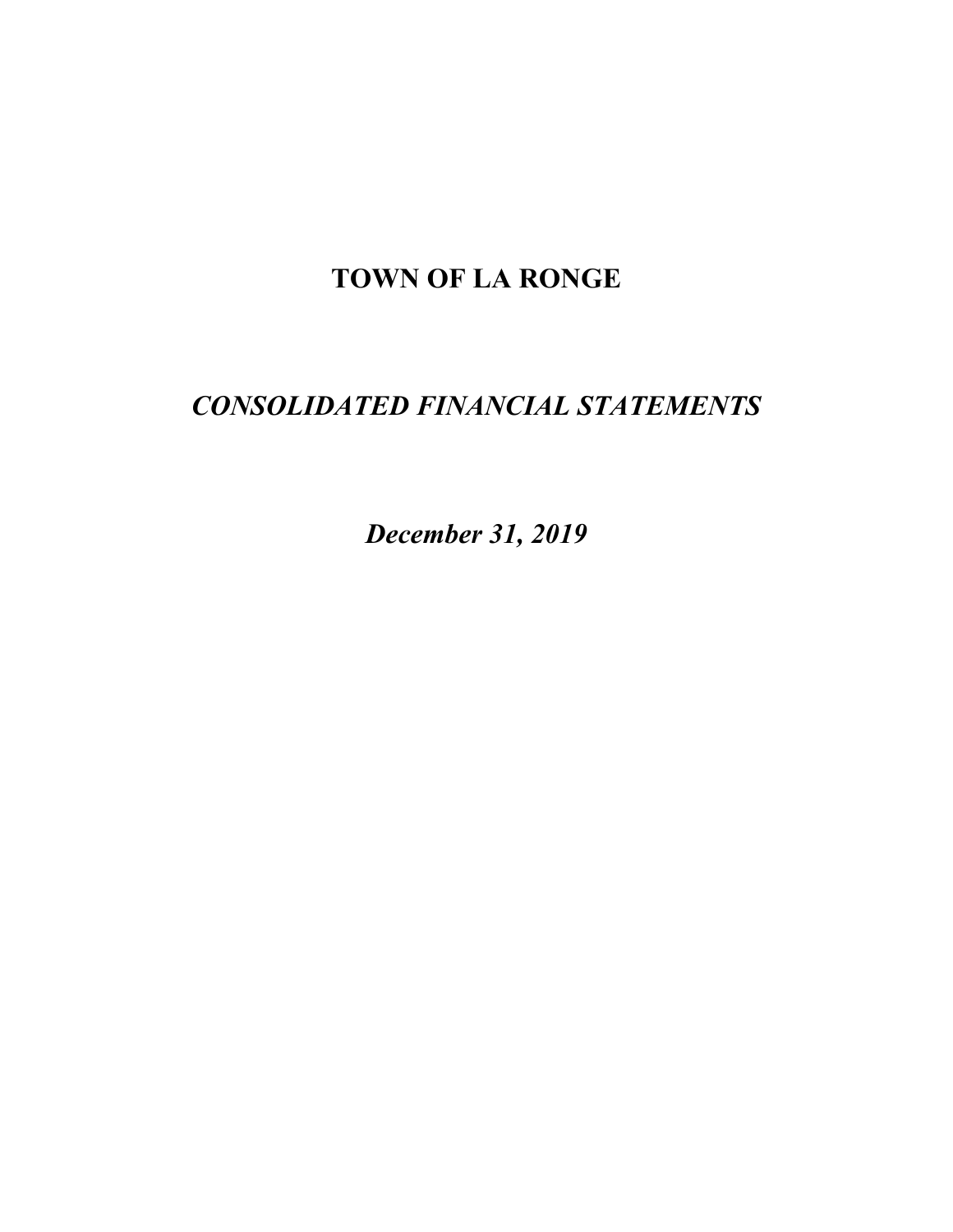# TOWN OF LA RONGE

## *CONSOLIDATED FINANCIAL STATEMENTS*

### *December 31, 2019*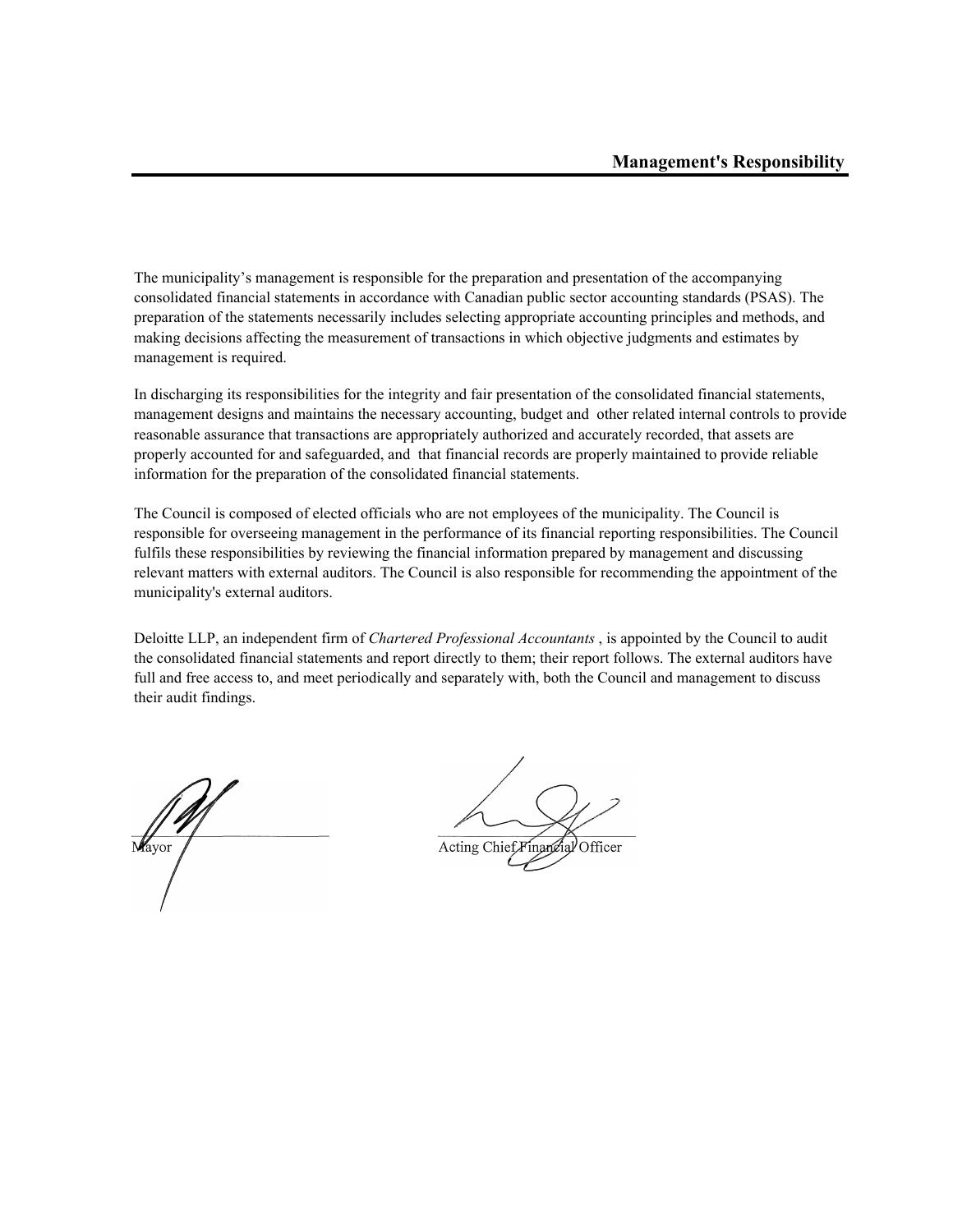# Management's Responsibility

The municipality's management is responsible for the preparation and presentation of the accompanying consolidated financial statements in accordance with Canadian public sector accounting standards (PSAS). The preparation of the statements necessarily includes selecting appropriate accounting principles and methods, and making decisions affecting the measurement of transactions in which objective judgments and estimates by management is required.

In discharging its responsibilities for the integrity and fair presentation of the consolidated financial statements, management designs and maintains the necessary accounting, budget and other related internal controls to provide reasonable assurance that transactions are appropriately authorized and accurately recorded, that assets are properly accounted for and safeguarded, and that financial records are properly maintained to provide reliable information for the preparation of the consolidated financial statements.

The Council is composed of elected officials who are not employees of the municipality. The Council is responsible for overseeing management in the performance of its financial reporting responsibilities. The Council fulfils these responsibilities by reviewing the financial information prepared by management and discussing relevant matters with external auditors. The Council is also responsible for recommending the appointment of the municipality's external auditors.

Deloitte LLP, an independent firm of *Chartered Professional Accountants* , is appointed by the Council to audit the consolidated financial statements and report directly to them; their report follows. The external auditors have full and free access to, and meet periodically and separately with, both the Council and management to discuss their audit findings.

Mayor

Acting Chief Financial Officer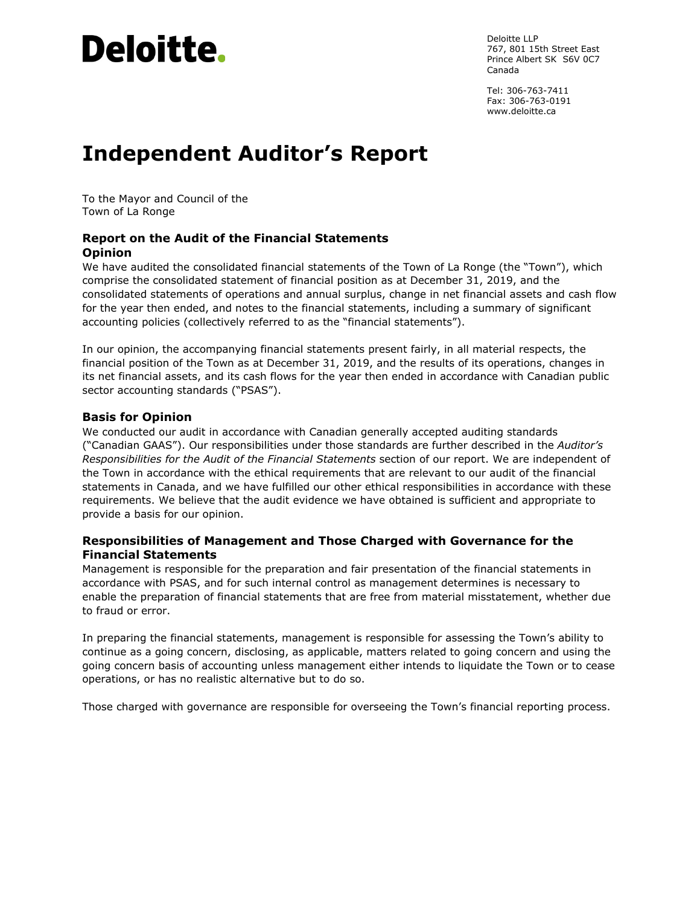Deloitte.

Deloitte LLP
767, 801 15th Street East
Prince Albert SK S6V 0C7
Canada

Tel: 306-763-7411
Fax: 306-763-0191
www.deloitte.ca

# Independent Auditor's Report

To the Mayor and Council of the
Town of La Ronge

## Report on the Audit of the Financial Statements

### Opinion

We have audited the consolidated financial statements of the Town of La Ronge (the "Town"), which comprise the consolidated statement of financial position as at December 31, 2019, and the consolidated statements of operations and annual surplus, change in net financial assets and cash flow for the year then ended, and notes to the financial statements, including a summary of significant accounting policies (collectively referred to as the "financial statements").

In our opinion, the accompanying financial statements present fairly, in all material respects, the financial position of the Town as at December 31, 2019, and the results of its operations, changes in its net financial assets, and its cash flows for the year then ended in accordance with Canadian public sector accounting standards ("PSAS").

### Basis for Opinion

We conducted our audit in accordance with Canadian generally accepted auditing standards ("Canadian GAAS"). Our responsibilities under those standards are further described in the *Auditor's Responsibilities for the Audit of the Financial Statements* section of our report. We are independent of the Town in accordance with the ethical requirements that are relevant to our audit of the financial statements in Canada, and we have fulfilled our other ethical responsibilities in accordance with these requirements. We believe that the audit evidence we have obtained is sufficient and appropriate to provide a basis for our opinion.

### Responsibilities of Management and Those Charged with Governance for the Financial Statements

Management is responsible for the preparation and fair presentation of the financial statements in accordance with PSAS, and for such internal control as management determines is necessary to enable the preparation of financial statements that are free from material misstatement, whether due to fraud or error.

In preparing the financial statements, management is responsible for assessing the Town's ability to continue as a going concern, disclosing, as applicable, matters related to going concern and using the going concern basis of accounting unless management either intends to liquidate the Town or to cease operations, or has no realistic alternative but to do so.

Those charged with governance are responsible for overseeing the Town's financial reporting process.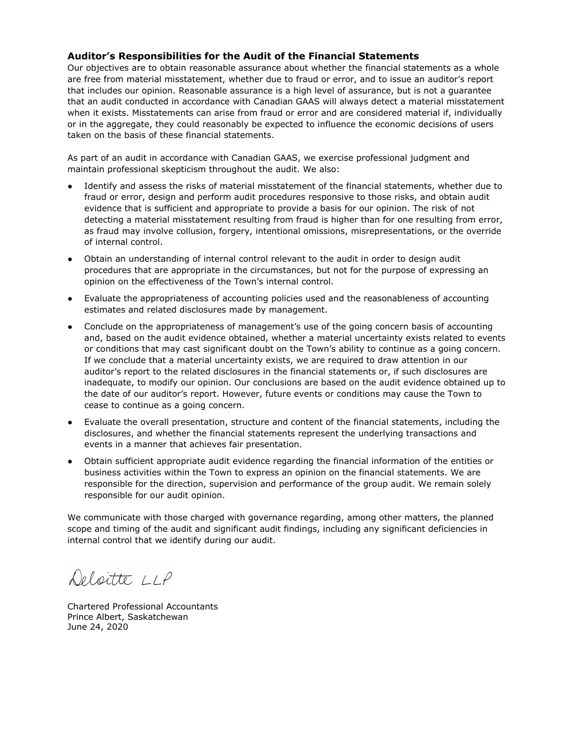### Auditor's Responsibilities for the Audit of the Financial Statements

Our objectives are to obtain reasonable assurance about whether the financial statements as a whole are free from material misstatement, whether due to fraud or error, and to issue an auditor's report that includes our opinion. Reasonable assurance is a high level of assurance, but is not a guarantee that an audit conducted in accordance with Canadian GAAS will always detect a material misstatement when it exists. Misstatements can arise from fraud or error and are considered material if, individually or in the aggregate, they could reasonably be expected to influence the economic decisions of users taken on the basis of these financial statements.

As part of an audit in accordance with Canadian GAAS, we exercise professional judgment and maintain professional skepticism throughout the audit. We also:

- Identify and assess the risks of material misstatement of the financial statements, whether due to fraud or error, design and perform audit procedures responsive to those risks, and obtain audit evidence that is sufficient and appropriate to provide a basis for our opinion. The risk of not detecting a material misstatement resulting from fraud is higher than for one resulting from error, as fraud may involve collusion, forgery, intentional omissions, misrepresentations, or the override of internal control.
- Obtain an understanding of internal control relevant to the audit in order to design audit procedures that are appropriate in the circumstances, but not for the purpose of expressing an opinion on the effectiveness of the Town's internal control.
- Evaluate the appropriateness of accounting policies used and the reasonableness of accounting estimates and related disclosures made by management.
- Conclude on the appropriateness of management's use of the going concern basis of accounting and, based on the audit evidence obtained, whether a material uncertainty exists related to events or conditions that may cast significant doubt on the Town's ability to continue as a going concern. If we conclude that a material uncertainty exists, we are required to draw attention in our auditor's report to the related disclosures in the financial statements or, if such disclosures are inadequate, to modify our opinion. Our conclusions are based on the audit evidence obtained up to the date of our auditor's report. However, future events or conditions may cause the Town to cease to continue as a going concern.
- Evaluate the overall presentation, structure and content of the financial statements, including the disclosures, and whether the financial statements represent the underlying transactions and events in a manner that achieves fair presentation.
- Obtain sufficient appropriate audit evidence regarding the financial information of the entities or business activities within the Town to express an opinion on the financial statements. We are responsible for the direction, supervision and performance of the group audit. We remain solely responsible for our audit opinion.

We communicate with those charged with governance regarding, among other matters, the planned scope and timing of the audit and significant audit findings, including any significant deficiencies in internal control that we identify during our audit.

Deloitte LLP

Chartered Professional Accountants
Prince Albert, Saskatchewan
June 24, 2020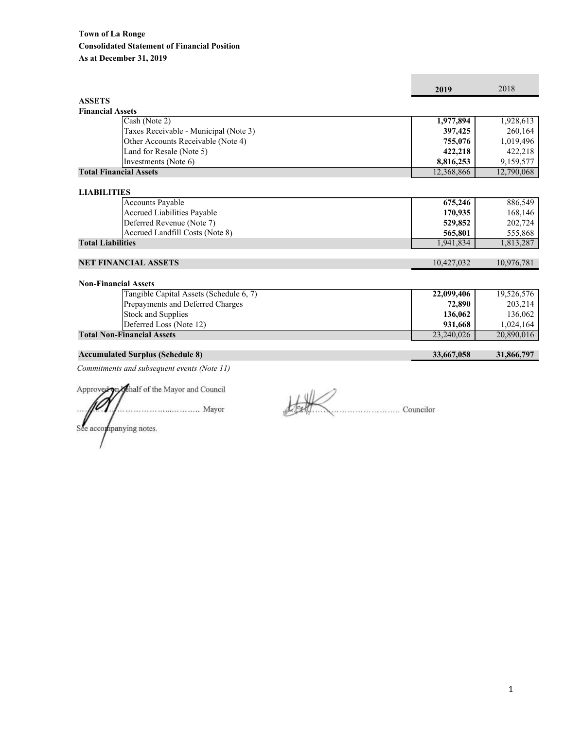**Town of La Ronge**

**Consolidated Statement of Financial Position**

**As at December 31, 2019**

| | **2019** | 2018 |
|---|---|---|
| **ASSETS** | | |
| **Financial Assets** | | |
| Cash (Note 2) | **1,977,894** | 1,928,613 |
| Taxes Receivable - Municipal (Note 3) | **397,425** | 260,164 |
| Other Accounts Receivable (Note 4) | **755,076** | 1,019,496 |
| Land for Resale (Note 5) | **422,218** | 422,218 |
| Investments (Note 6) | **8,816,253** | 9,159,577 |
| **Total Financial Assets** | 12,368,866 | 12,790,068 |
| | | |
| **LIABILITIES** | | |
| Accounts Payable | **675,246** | 886,549 |
| Accrued Liabilities Payable | **170,935** | 168,146 |
| Deferred Revenue (Note 7) | **529,852** | 202,724 |
| Accrued Landfill Costs (Note 8) | **565,801** | 555,868 |
| **Total Liabilities** | 1,941,834 | 1,813,287 |
| | | |
| **NET FINANCIAL ASSETS** | 10,427,032 | 10,976,781 |
| | | |
| **Non-Financial Assets** | | |
| Tangible Capital Assets (Schedule 6, 7) | **22,099,406** | 19,526,576 |
| Prepayments and Deferred Charges | **72,890** | 203,214 |
| Stock and Supplies | **136,062** | 136,062 |
| Deferred Loss (Note 12) | **931,668** | 1,024,164 |
| **Total Non-Financial Assets** | 23,240,026 | 20,890,016 |
| | | |
| **Accumulated Surplus (Schedule 8)** | **33,667,058** | **31,866,797** |

*Commitments and subsequent events (Note 11)*

Approved on behalf of the Mayor and Council

……………………………………… Mayor ……………………………………… Councilor

See accompanying notes.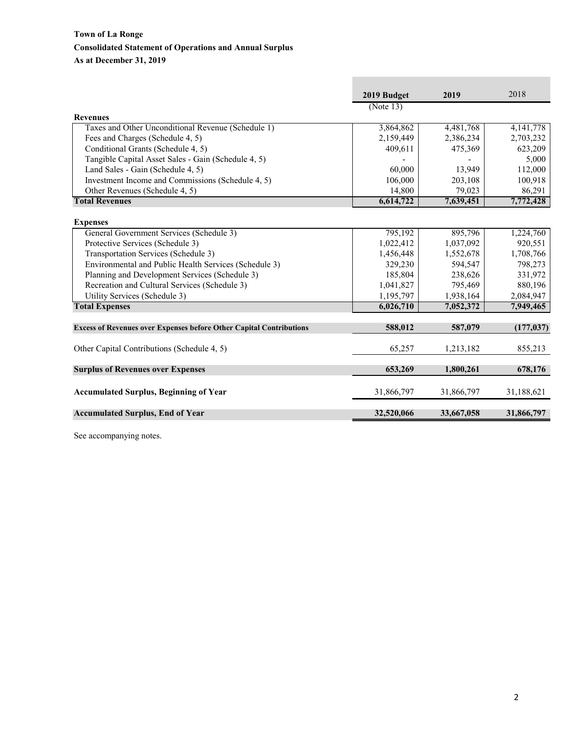**Town of La Ronge**

**Consolidated Statement of Operations and Annual Surplus**

**As at December 31, 2019**

| | 2019 Budget (Note 13) | 2019 | 2018 |
|---|---|---|---|
| **Revenues** | | | |
| Taxes and Other Unconditional Revenue (Schedule 1) | 3,864,862 | 4,481,768 | 4,141,778 |
| Fees and Charges (Schedule 4, 5) | 2,159,449 | 2,386,234 | 2,703,232 |
| Conditional Grants (Schedule 4, 5) | 409,611 | 475,369 | 623,209 |
| Tangible Capital Asset Sales - Gain (Schedule 4, 5) | - | - | 5,000 |
| Land Sales - Gain (Schedule 4, 5) | 60,000 | 13,949 | 112,000 |
| Investment Income and Commissions (Schedule 4, 5) | 106,000 | 203,108 | 100,918 |
| Other Revenues (Schedule 4, 5) | 14,800 | 79,023 | 86,291 |
| **Total Revenues** | **6,614,722** | **7,639,451** | **7,772,428** |
| **Expenses** | | | |
| General Government Services (Schedule 3) | 795,192 | 895,796 | 1,224,760 |
| Protective Services (Schedule 3) | 1,022,412 | 1,037,092 | 920,551 |
| Transportation Services (Schedule 3) | 1,456,448 | 1,552,678 | 1,708,766 |
| Environmental and Public Health Services (Schedule 3) | 329,230 | 594,547 | 798,273 |
| Planning and Development Services (Schedule 3) | 185,804 | 238,626 | 331,972 |
| Recreation and Cultural Services (Schedule 3) | 1,041,827 | 795,469 | 880,196 |
| Utility Services (Schedule 3) | 1,195,797 | 1,938,164 | 2,084,947 |
| **Total Expenses** | **6,026,710** | **7,052,372** | **7,949,465** |
| **Excess of Revenues over Expenses before Other Capital Contributions** | **588,012** | **587,079** | **(177,037)** |
| Other Capital Contributions (Schedule 4, 5) | 65,257 | 1,213,182 | 855,213 |
| **Surplus of Revenues over Expenses** | **653,269** | **1,800,261** | **678,176** |
| **Accumulated Surplus, Beginning of Year** | 31,866,797 | 31,866,797 | 31,188,621 |
| **Accumulated Surplus, End of Year** | **32,520,066** | **33,667,058** | **31,866,797** |

See accompanying notes.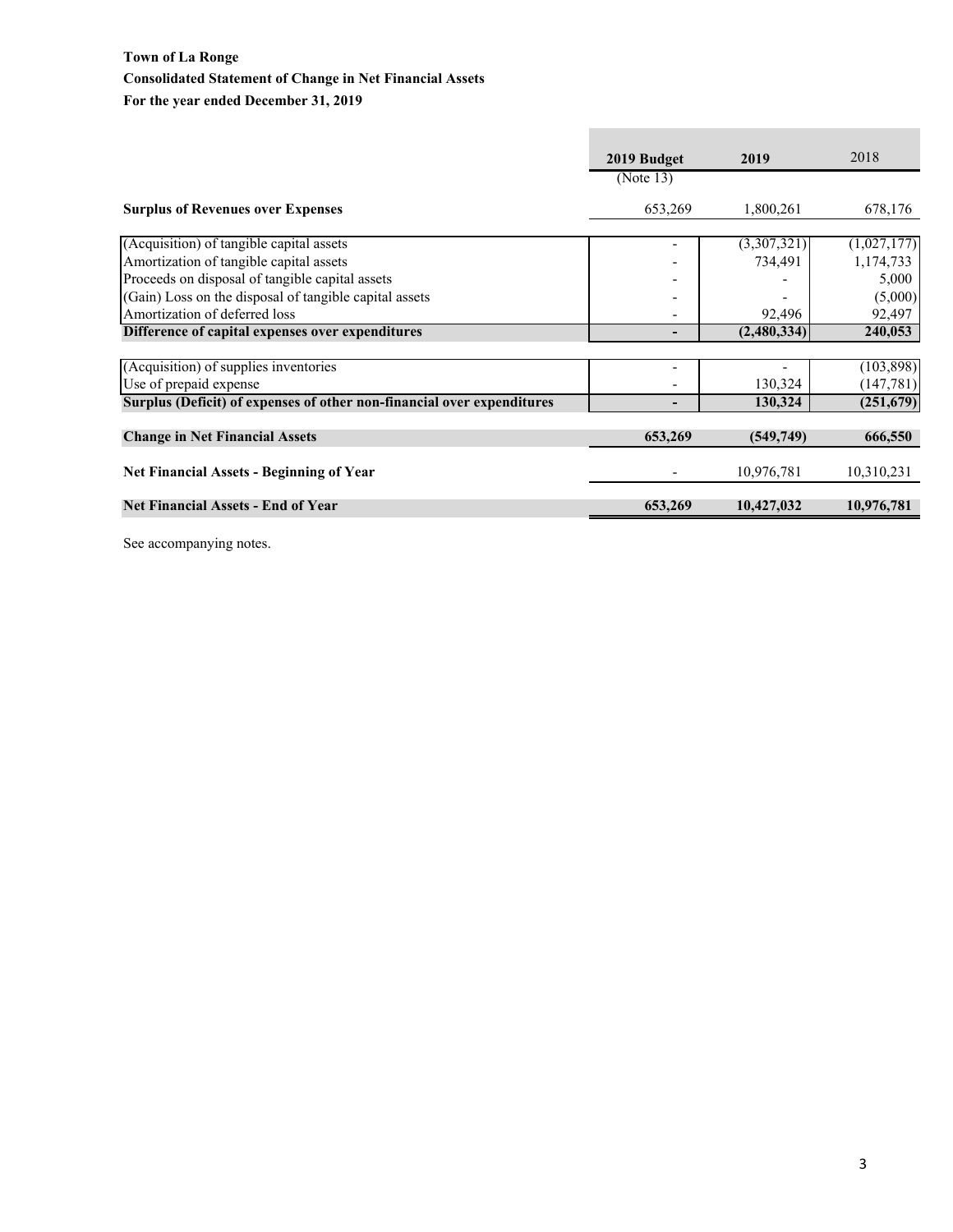**Town of La Ronge**

**Consolidated Statement of Change in Net Financial Assets**

**For the year ended December 31, 2019**

| | 2019 Budget (Note 13) | 2019 | 2018 |
|---|---|---|---|
| **Surplus of Revenues over Expenses** | 653,269 | 1,800,261 | 678,176 |
| | | | |
| (Acquisition) of tangible capital assets | - | (3,307,321) | (1,027,177) |
| Amortization of tangible capital assets | - | 734,491 | 1,174,733 |
| Proceeds on disposal of tangible capital assets | - | - | 5,000 |
| (Gain) Loss on the disposal of tangible capital assets | - | - | (5,000) |
| Amortization of deferred loss | - | 92,496 | 92,497 |
| **Difference of capital expenses over expenditures** | **-** | **(2,480,334)** | **240,053** |
| | | | |
| (Acquisition) of supplies inventories | - | - | (103,898) |
| Use of prepaid expense | - | 130,324 | (147,781) |
| **Surplus (Deficit) of expenses of other non-financial over expenditures** | **-** | **130,324** | **(251,679)** |
| | | | |
| **Change in Net Financial Assets** | **653,269** | **(549,749)** | **666,550** |
| | | | |
| **Net Financial Assets - Beginning of Year** | - | 10,976,781 | 10,310,231 |
| | | | |
| **Net Financial Assets - End of Year** | **653,269** | **10,427,032** | **10,976,781** |

See accompanying notes.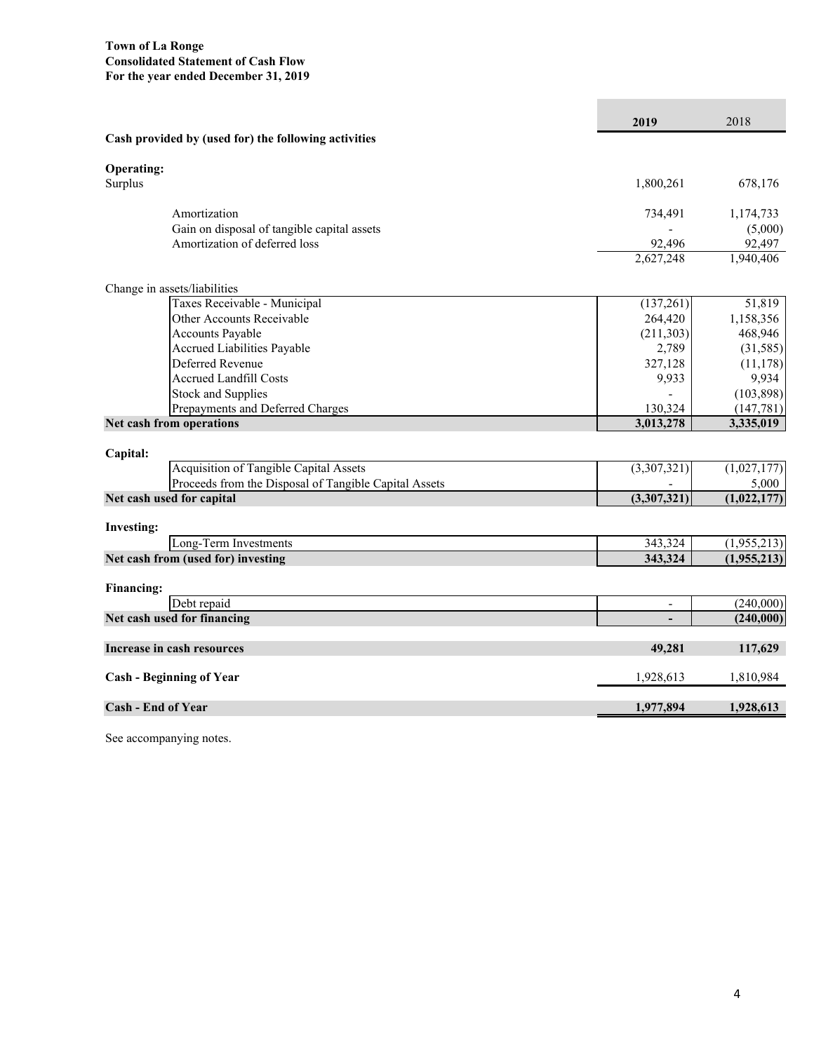**Town of La Ronge**
**Consolidated Statement of Cash Flow**
**For the year ended December 31, 2019**

| | 2019 | 2018 |
|---|---|---|
| **Cash provided by (used for) the following activities** | | |
| **Operating:** | | |
| Surplus | 1,800,261 | 678,176 |
| Amortization | 734,491 | 1,174,733 |
| Gain on disposal of tangible capital assets | - | (5,000) |
| Amortization of deferred loss | 92,496 | 92,497 |
| | 2,627,248 | 1,940,406 |
| Change in assets/liabilities | | |
| Taxes Receivable - Municipal | (137,261) | 51,819 |
| Other Accounts Receivable | 264,420 | 1,158,356 |
| Accounts Payable | (211,303) | 468,946 |
| Accrued Liabilities Payable | 2,789 | (31,585) |
| Deferred Revenue | 327,128 | (11,178) |
| Accrued Landfill Costs | 9,933 | 9,934 |
| Stock and Supplies | - | (103,898) |
| Prepayments and Deferred Charges | 130,324 | (147,781) |
| **Net cash from operations** | **3,013,278** | **3,335,019** |
| **Capital:** | | |
| Acquisition of Tangible Capital Assets | (3,307,321) | (1,027,177) |
| Proceeds from the Disposal of Tangible Capital Assets | - | 5,000 |
| **Net cash used for capital** | **(3,307,321)** | **(1,022,177)** |
| **Investing:** | | |
| Long-Term Investments | 343,324 | (1,955,213) |
| **Net cash from (used for) investing** | **343,324** | **(1,955,213)** |
| **Financing:** | | |
| Debt repaid | - | (240,000) |
| **Net cash used for financing** | **-** | **(240,000)** |
| **Increase in cash resources** | **49,281** | **117,629** |
| **Cash - Beginning of Year** | 1,928,613 | 1,810,984 |
| **Cash - End of Year** | **1,977,894** | **1,928,613** |

See accompanying notes.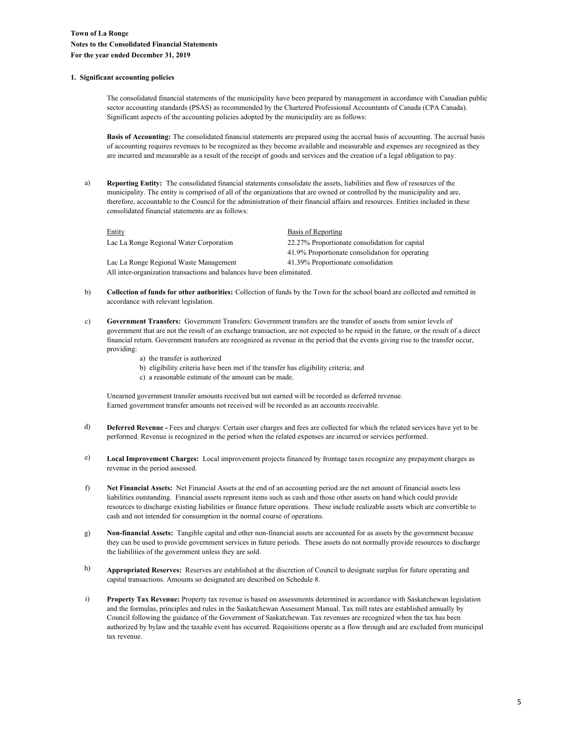**Town of La Ronge**
**Notes to the Consolidated Financial Statements**
**For the year ended December 31, 2019**

## 1. Significant accounting policies

The consolidated financial statements of the municipality have been prepared by management in accordance with Canadian public sector accounting standards (PSAS) as recommended by the Chartered Professional Accountants of Canada (CPA Canada). Significant aspects of the accounting policies adopted by the municipality are as follows:

**Basis of Accounting:** The consolidated financial statements are prepared using the accrual basis of accounting. The accrual basis of accounting requires revenues to be recognized as they become available and measurable and expenses are recognized as they are incurred and measurable as a result of the receipt of goods and services and the creation of a legal obligation to pay.

a) **Reporting Entity:** The consolidated financial statements consolidate the assets, liabilities and flow of resources of the municipality. The entity is comprised of all of the organizations that are owned or controlled by the municipality and are, therefore, accountable to the Council for the administration of their financial affairs and resources. Entities included in these consolidated financial statements are as follows:

| Entity | Basis of Reporting |
|---|---|
| Lac La Ronge Regional Water Corporation | 22.27% Proportionate consolidation for capital |
| | 41.9% Proportionate consolidation for operating |
| Lac La Ronge Regional Waste Management | 41.39% Proportionate consolidation |

All inter-organization transactions and balances have been eliminated.

b) **Collection of funds for other authorities:** Collection of funds by the Town for the school board are collected and remitted in accordance with relevant legislation.

c) **Government Transfers:** Government Transfers: Government transfers are the transfer of assets from senior levels of government that are not the result of an exchange transaction, are not expected to be repaid in the future, or the result of a direct financial return. Government transfers are recognized as revenue in the period that the events giving rise to the transfer occur, providing:

   a) the transfer is authorized
   b) eligibility criteria have been met if the transfer has eligibility criteria; and
   c) a reasonable estimate of the amount can be made.

   Unearned government transfer amounts received but not earned will be recorded as deferred revenue.
   Earned government transfer amounts not received will be recorded as an accounts receivable.

d) **Deferred Revenue -** Fees and charges: Certain user charges and fees are collected for which the related services have yet to be performed. Revenue is recognized in the period when the related expenses are incurred or services performed.

e) **Local Improvement Charges:** Local improvement projects financed by frontage taxes recognize any prepayment charges as revenue in the period assessed.

f) **Net Financial Assets:** Net Financial Assets at the end of an accounting period are the net amount of financial assets less liabilities outstanding. Financial assets represent items such as cash and those other assets on hand which could provide resources to discharge existing liabilities or finance future operations. These include realizable assets which are convertible to cash and not intended for consumption in the normal course of operations.

g) **Non-financial Assets:** Tangible capital and other non-financial assets are accounted for as assets by the government because they can be used to provide government services in future periods. These assets do not normally provide resources to discharge the liabilities of the government unless they are sold.

h) **Appropriated Reserves:** Reserves are established at the discretion of Council to designate surplus for future operating and capital transactions. Amounts so designated are described on Schedule 8.

i) **Property Tax Revenue:** Property tax revenue is based on assessments determined in accordance with Saskatchewan legislation and the formulas, principles and rules in the Saskatchewan Assessment Manual. Tax mill rates are established annually by Council following the guidance of the Government of Saskatchewan. Tax revenues are recognized when the tax has been authorized by bylaw and the taxable event has occurred. Requisitions operate as a flow through and are excluded from municipal tax revenue.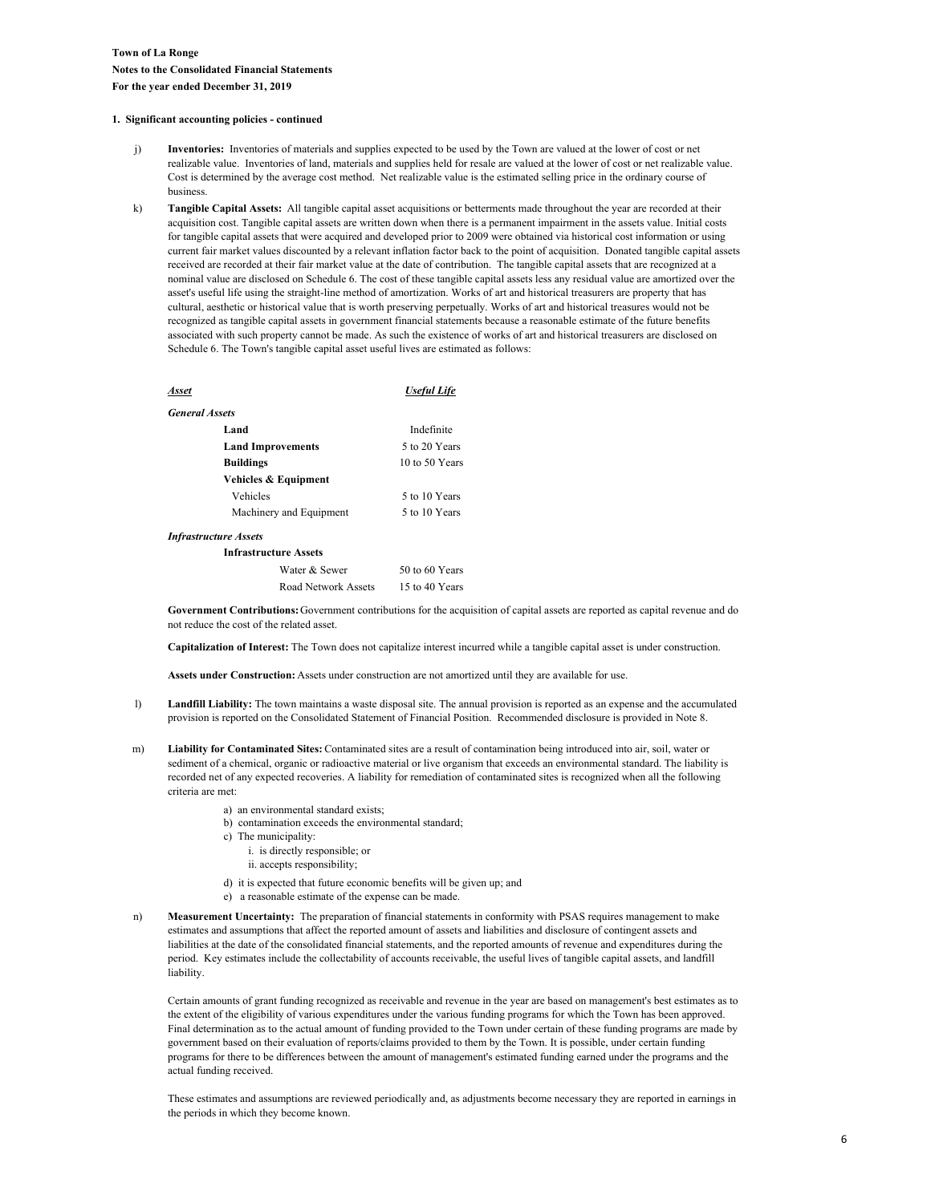**Town of La Ronge**
**Notes to the Consolidated Financial Statements**
**For the year ended December 31, 2019**

**1. Significant accounting policies - continued**

j) **Inventories:** Inventories of materials and supplies expected to be used by the Town are valued at the lower of cost or net realizable value. Inventories of land, materials and supplies held for resale are valued at the lower of cost or net realizable value. Cost is determined by the average cost method. Net realizable value is the estimated selling price in the ordinary course of business.

k) **Tangible Capital Assets:** All tangible capital asset acquisitions or betterments made throughout the year are recorded at their acquisition cost. Tangible capital assets are written down when there is a permanent impairment in the assets value. Initial costs for tangible capital assets that were acquired and developed prior to 2009 were obtained via historical cost information or using current fair market values discounted by a relevant inflation factor back to the point of acquisition. Donated tangible capital assets received are recorded at their fair market value at the date of contribution. The tangible capital assets that are recognized at a nominal value are disclosed on Schedule 6. The cost of these tangible capital assets less any residual value are amortized over the asset's useful life using the straight-line method of amortization. Works of art and historical treasurers are property that has cultural, aesthetic or historical value that is worth preserving perpetually. Works of art and historical treasures would not be recognized as tangible capital assets in government financial statements because a reasonable estimate of the future benefits associated with such property cannot be made. As such the existence of works of art and historical treasurers are disclosed on Schedule 6. The Town's tangible capital asset useful lives are estimated as follows:

| ***Asset*** | ***Useful Life*** |
|---|---|
| ***General Assets*** | |
| **Land** | Indefinite |
| **Land Improvements** | 5 to 20 Years |
| **Buildings** | 10 to 50 Years |
| **Vehicles & Equipment** | |
| Vehicles | 5 to 10 Years |
| Machinery and Equipment | 5 to 10 Years |
| ***Infrastructure Assets*** | |
| **Infrastructure Assets** | |
| Water & Sewer | 50 to 60 Years |
| Road Network Assets | 15 to 40 Years |

**Government Contributions:** Government contributions for the acquisition of capital assets are reported as capital revenue and do not reduce the cost of the related asset.

**Capitalization of Interest:** The Town does not capitalize interest incurred while a tangible capital asset is under construction.

**Assets under Construction:** Assets under construction are not amortized until they are available for use.

l) **Landfill Liability:** The town maintains a waste disposal site. The annual provision is reported as an expense and the accumulated provision is reported on the Consolidated Statement of Financial Position. Recommended disclosure is provided in Note 8.

m) **Liability for Contaminated Sites:** Contaminated sites are a result of contamination being introduced into air, soil, water or sediment of a chemical, organic or radioactive material or live organism that exceeds an environmental standard. The liability is recorded net of any expected recoveries. A liability for remediation of contaminated sites is recognized when all the following criteria are met:

- a) an environmental standard exists;
- b) contamination exceeds the environmental standard;
- c) The municipality:
  - i. is directly responsible; or
  - ii. accepts responsibility;
- d) it is expected that future economic benefits will be given up; and
- e) a reasonable estimate of the expense can be made.

n) **Measurement Uncertainty:** The preparation of financial statements in conformity with PSAS requires management to make estimates and assumptions that affect the reported amount of assets and liabilities and disclosure of contingent assets and liabilities at the date of the consolidated financial statements, and the reported amounts of revenue and expenditures during the period. Key estimates include the collectability of accounts receivable, the useful lives of tangible capital assets, and landfill liability.

Certain amounts of grant funding recognized as receivable and revenue in the year are based on management's best estimates as to the extent of the eligibility of various expenditures under the various funding programs for which the Town has been approved. Final determination as to the actual amount of funding provided to the Town under certain of these funding programs are made by government based on their evaluation of reports/claims provided to them by the Town. It is possible, under certain funding programs for there to be differences between the amount of management's estimated funding earned under the programs and the actual funding received.

These estimates and assumptions are reviewed periodically and, as adjustments become necessary they are reported in earnings in the periods in which they become known.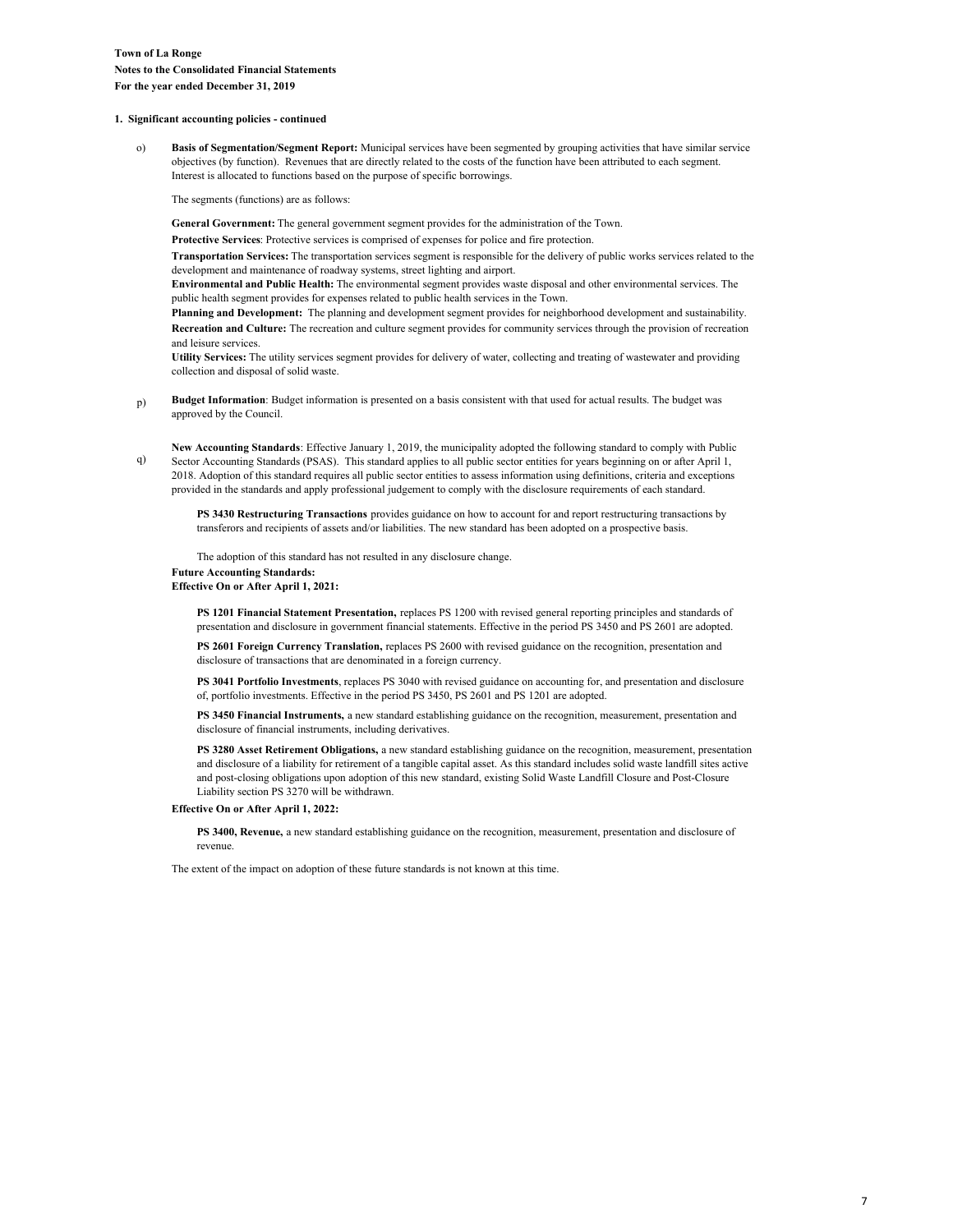**Town of La Ronge**
**Notes to the Consolidated Financial Statements**
**For the year ended December 31, 2019**

**1. Significant accounting policies - continued**

o) **Basis of Segmentation/Segment Report:** Municipal services have been segmented by grouping activities that have similar service objectives (by function). Revenues that are directly related to the costs of the function have been attributed to each segment. Interest is allocated to functions based on the purpose of specific borrowings.

The segments (functions) are as follows:

**General Government:** The general government segment provides for the administration of the Town.

**Protective Services**: Protective services is comprised of expenses for police and fire protection.

**Transportation Services:** The transportation services segment is responsible for the delivery of public works services related to the development and maintenance of roadway systems, street lighting and airport.

**Environmental and Public Health:** The environmental segment provides waste disposal and other environmental services. The public health segment provides for expenses related to public health services in the Town.

**Planning and Development:** The planning and development segment provides for neighborhood development and sustainability.

**Recreation and Culture:** The recreation and culture segment provides for community services through the provision of recreation and leisure services.

**Utility Services:** The utility services segment provides for delivery of water, collecting and treating of wastewater and providing collection and disposal of solid waste.

p) **Budget Information**: Budget information is presented on a basis consistent with that used for actual results. The budget was approved by the Council.

q) **New Accounting Standards**: Effective January 1, 2019, the municipality adopted the following standard to comply with Public Sector Accounting Standards (PSAS). This standard applies to all public sector entities for years beginning on or after April 1, 2018. Adoption of this standard requires all public sector entities to assess information using definitions, criteria and exceptions provided in the standards and apply professional judgement to comply with the disclosure requirements of each standard.

**PS 3430 Restructuring Transactions** provides guidance on how to account for and report restructuring transactions by transferors and recipients of assets and/or liabilities. The new standard has been adopted on a prospective basis.

The adoption of this standard has not resulted in any disclosure change.

**Future Accounting Standards:**
**Effective On or After April 1, 2021:**

**PS 1201 Financial Statement Presentation,** replaces PS 1200 with revised general reporting principles and standards of presentation and disclosure in government financial statements. Effective in the period PS 3450 and PS 2601 are adopted.

**PS 2601 Foreign Currency Translation,** replaces PS 2600 with revised guidance on the recognition, presentation and disclosure of transactions that are denominated in a foreign currency.

**PS 3041 Portfolio Investments**, replaces PS 3040 with revised guidance on accounting for, and presentation and disclosure of, portfolio investments. Effective in the period PS 3450, PS 2601 and PS 1201 are adopted.

**PS 3450 Financial Instruments,** a new standard establishing guidance on the recognition, measurement, presentation and disclosure of financial instruments, including derivatives.

**PS 3280 Asset Retirement Obligations,** a new standard establishing guidance on the recognition, measurement, presentation and disclosure of a liability for retirement of a tangible capital asset. As this standard includes solid waste landfill sites active and post-closing obligations upon adoption of this new standard, existing Solid Waste Landfill Closure and Post-Closure Liability section PS 3270 will be withdrawn.

**Effective On or After April 1, 2022:**

**PS 3400, Revenue,** a new standard establishing guidance on the recognition, measurement, presentation and disclosure of revenue.

The extent of the impact on adoption of these future standards is not known at this time.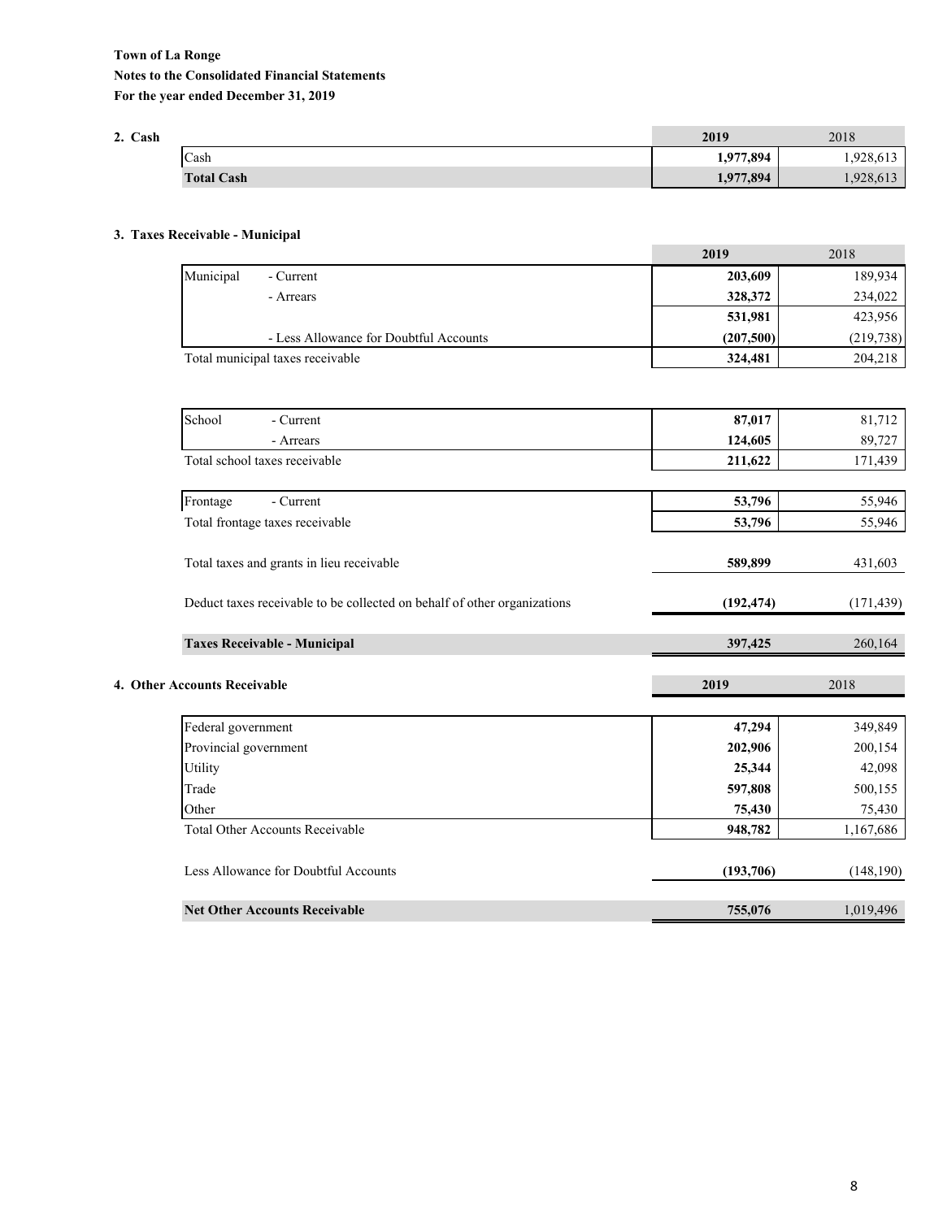**Town of La Ronge**

**Notes to the Consolidated Financial Statements**

**For the year ended December 31, 2019**

## 2. Cash

| | 2019 | 2018 |
|---|---|---|
| Cash | **1,977,894** | 1,928,613 |
| **Total Cash** | **1,977,894** | 1,928,613 |

## 3. Taxes Receivable - Municipal

| | | 2019 | 2018 |
|---|---|---|---|
| Municipal | - Current | **203,609** | 189,934 |
| | - Arrears | **328,372** | 234,022 |
| | | **531,981** | 423,956 |
| | - Less Allowance for Doubtful Accounts | **(207,500)** | (219,738) |
| Total municipal taxes receivable | | **324,481** | 204,218 |
| | | | |
| School | - Current | **87,017** | 81,712 |
| | - Arrears | **124,605** | 89,727 |
| Total school taxes receivable | | **211,622** | 171,439 |
| | | | |
| Frontage | - Current | **53,796** | 55,946 |
| Total frontage taxes receivable | | **53,796** | 55,946 |
| | | | |
| Total taxes and grants in lieu receivable | | **589,899** | 431,603 |
| | | | |
| Deduct taxes receivable to be collected on behalf of other organizations | | **(192,474)** | (171,439) |
| | | | |
| **Taxes Receivable - Municipal** | | **397,425** | 260,164 |

## 4. Other Accounts Receivable

| | 2019 | 2018 |
|---|---|---|
| Federal government | **47,294** | 349,849 |
| Provincial government | **202,906** | 200,154 |
| Utility | **25,344** | 42,098 |
| Trade | **597,808** | 500,155 |
| Other | **75,430** | 75,430 |
| Total Other Accounts Receivable | **948,782** | 1,167,686 |
| | | |
| Less Allowance for Doubtful Accounts | **(193,706)** | (148,190) |
| | | |
| **Net Other Accounts Receivable** | **755,076** | 1,019,496 |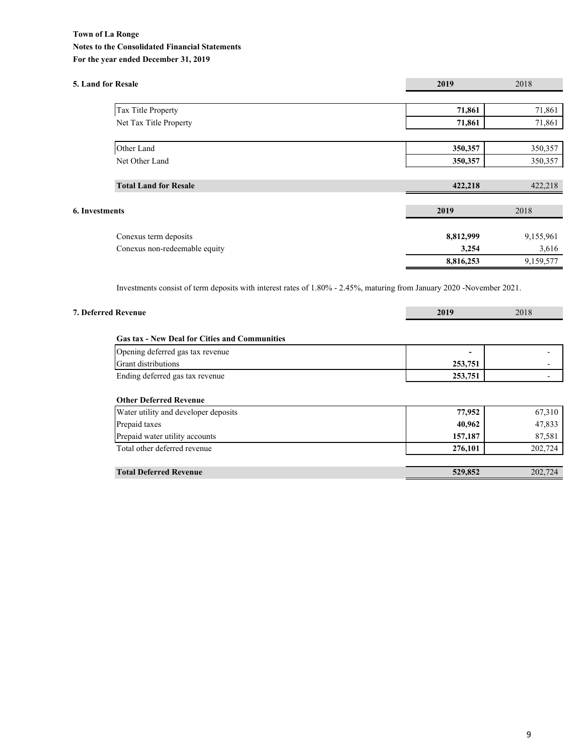**Town of La Ronge**
**Notes to the Consolidated Financial Statements**
**For the year ended December 31, 2019**

### 5. Land for Resale

| | 2019 | 2018 |
|---|---|---|
| Tax Title Property | **71,861** | 71,861 |
| Net Tax Title Property | **71,861** | 71,861 |
| | | |
| Other Land | **350,357** | 350,357 |
| Net Other Land | **350,357** | 350,357 |
| | | |
| **Total Land for Resale** | **422,218** | 422,218 |

### 6. Investments

| | 2019 | 2018 |
|---|---|---|
| Conexus term deposits | **8,812,999** | 9,155,961 |
| Conexus non-redeemable equity | **3,254** | 3,616 |
| | **8,816,253** | 9,159,577 |

Investments consist of term deposits with interest rates of 1.80% - 2.45%, maturing from January 2020 -November 2021.

### 7. Deferred Revenue

| | 2019 | 2018 |
|---|---|---|
| **Gas tax - New Deal for Cities and Communities** | | |
| Opening deferred gas tax revenue | **-** | - |
| Grant distributions | **253,751** | - |
| Ending deferred gas tax revenue | **253,751** | - |
| | | |
| **Other Deferred Revenue** | | |
| Water utility and developer deposits | **77,952** | 67,310 |
| Prepaid taxes | **40,962** | 47,833 |
| Prepaid water utility accounts | **157,187** | 87,581 |
| Total other deferred revenue | **276,101** | 202,724 |
| | | |
| **Total Deferred Revenue** | **529,852** | 202,724 |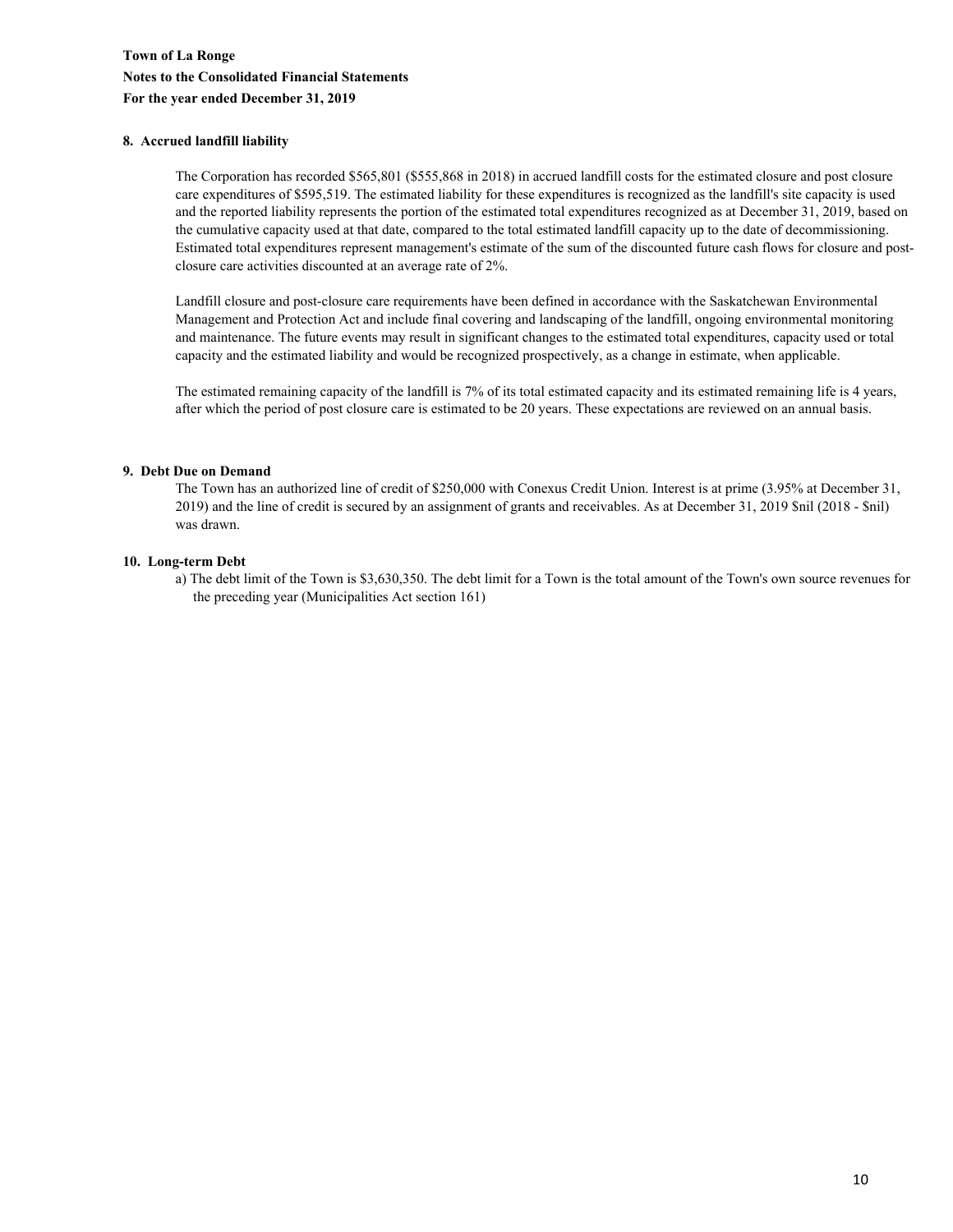**Town of La Ronge**
**Notes to the Consolidated Financial Statements**
**For the year ended December 31, 2019**

**8. Accrued landfill liability**

The Corporation has recorded $565,801 ($555,868 in 2018) in accrued landfill costs for the estimated closure and post closure care expenditures of $595,519. The estimated liability for these expenditures is recognized as the landfill's site capacity is used and the reported liability represents the portion of the estimated total expenditures recognized as at December 31, 2019, based on the cumulative capacity used at that date, compared to the total estimated landfill capacity up to the date of decommissioning. Estimated total expenditures represent management's estimate of the sum of the discounted future cash flows for closure and post-closure care activities discounted at an average rate of 2%.

Landfill closure and post-closure care requirements have been defined in accordance with the Saskatchewan Environmental Management and Protection Act and include final covering and landscaping of the landfill, ongoing environmental monitoring and maintenance. The future events may result in significant changes to the estimated total expenditures, capacity used or total capacity and the estimated liability and would be recognized prospectively, as a change in estimate, when applicable.

The estimated remaining capacity of the landfill is 7% of its total estimated capacity and its estimated remaining life is 4 years, after which the period of post closure care is estimated to be 20 years. These expectations are reviewed on an annual basis.

**9. Debt Due on Demand**

The Town has an authorized line of credit of $250,000 with Conexus Credit Union. Interest is at prime (3.95% at December 31, 2019) and the line of credit is secured by an assignment of grants and receivables. As at December 31, 2019 $nil (2018 - $nil) was drawn.

**10. Long-term Debt**

a) The debt limit of the Town is $3,630,350. The debt limit for a Town is the total amount of the Town's own source revenues for the preceding year (Municipalities Act section 161)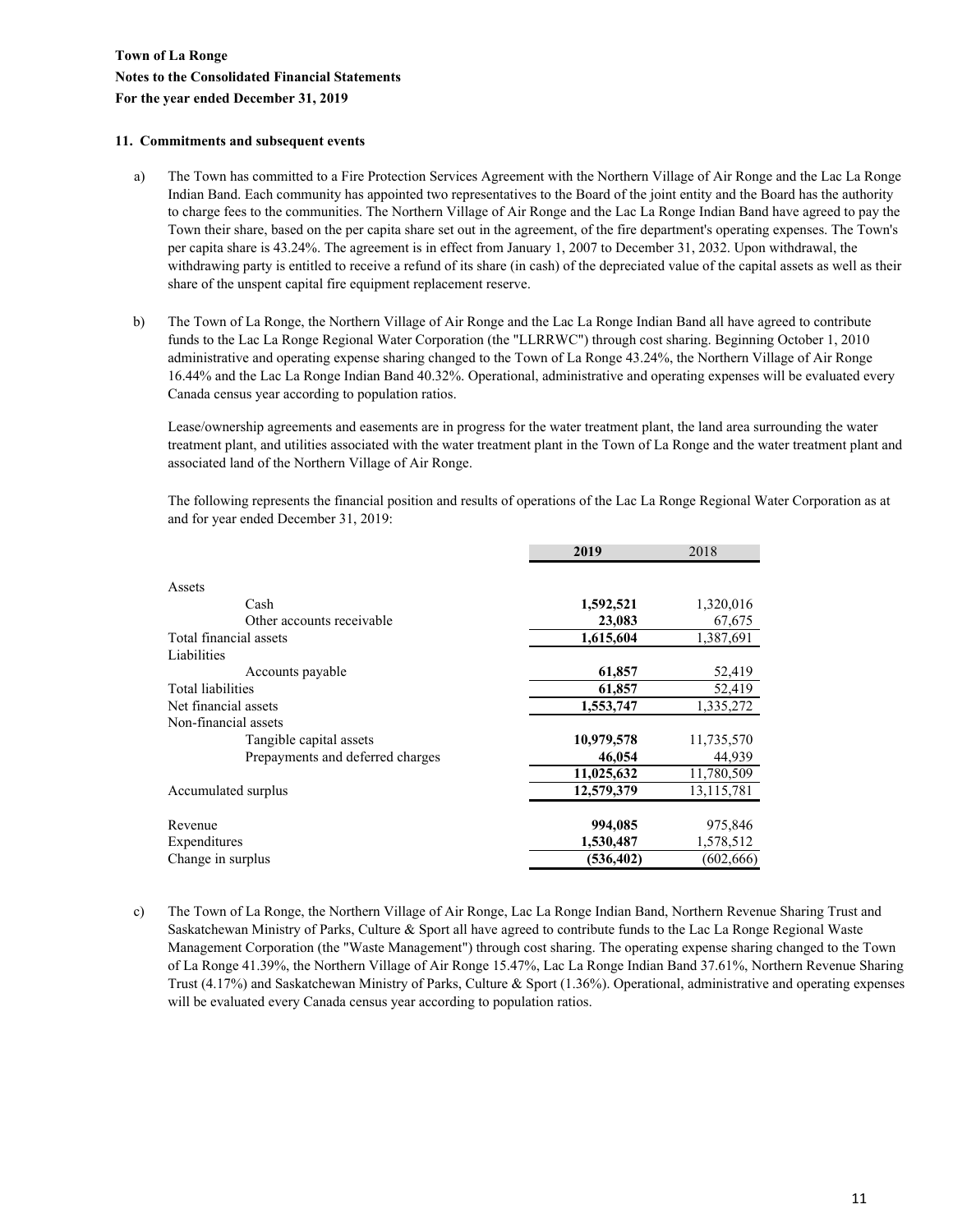**Town of La Ronge**

**Notes to the Consolidated Financial Statements**

**For the year ended December 31, 2019**

**11. Commitments and subsequent events**

a) The Town has committed to a Fire Protection Services Agreement with the Northern Village of Air Ronge and the Lac La Ronge Indian Band. Each community has appointed two representatives to the Board of the joint entity and the Board has the authority to charge fees to the communities. The Northern Village of Air Ronge and the Lac La Ronge Indian Band have agreed to pay the Town their share, based on the per capita share set out in the agreement, of the fire department's operating expenses. The Town's per capita share is 43.24%. The agreement is in effect from January 1, 2007 to December 31, 2032. Upon withdrawal, the withdrawing party is entitled to receive a refund of its share (in cash) of the depreciated value of the capital assets as well as their share of the unspent capital fire equipment replacement reserve.

b) The Town of La Ronge, the Northern Village of Air Ronge and the Lac La Ronge Indian Band all have agreed to contribute funds to the Lac La Ronge Regional Water Corporation (the "LLRRWC") through cost sharing. Beginning October 1, 2010 administrative and operating expense sharing changed to the Town of La Ronge 43.24%, the Northern Village of Air Ronge 16.44% and the Lac La Ronge Indian Band 40.32%. Operational, administrative and operating expenses will be evaluated every Canada census year according to population ratios.

Lease/ownership agreements and easements are in progress for the water treatment plant, the land area surrounding the water treatment plant, and utilities associated with the water treatment plant in the Town of La Ronge and the water treatment plant and associated land of the Northern Village of Air Ronge.

The following represents the financial position and results of operations of the Lac La Ronge Regional Water Corporation as at and for year ended December 31, 2019:

| | **2019** | 2018 |
|---|---|---|
| Assets | | |
| Cash | **1,592,521** | 1,320,016 |
| Other accounts receivable | **23,083** | 67,675 |
| Total financial assets | **1,615,604** | 1,387,691 |
| Liabilities | | |
| Accounts payable | **61,857** | 52,419 |
| Total liabilities | **61,857** | 52,419 |
| Net financial assets | **1,553,747** | 1,335,272 |
| Non-financial assets | | |
| Tangible capital assets | **10,979,578** | 11,735,570 |
| Prepayments and deferred charges | **46,054** | 44,939 |
| | **11,025,632** | 11,780,509 |
| Accumulated surplus | **12,579,379** | 13,115,781 |
| | | |
| Revenue | **994,085** | 975,846 |
| Expenditures | **1,530,487** | 1,578,512 |
| Change in surplus | **(536,402)** | (602,666) |

c) The Town of La Ronge, the Northern Village of Air Ronge, Lac La Ronge Indian Band, Northern Revenue Sharing Trust and Saskatchewan Ministry of Parks, Culture & Sport all have agreed to contribute funds to the Lac La Ronge Regional Waste Management Corporation (the "Waste Management") through cost sharing. The operating expense sharing changed to the Town of La Ronge 41.39%, the Northern Village of Air Ronge 15.47%, Lac La Ronge Indian Band 37.61%, Northern Revenue Sharing Trust (4.17%) and Saskatchewan Ministry of Parks, Culture & Sport (1.36%). Operational, administrative and operating expenses will be evaluated every Canada census year according to population ratios.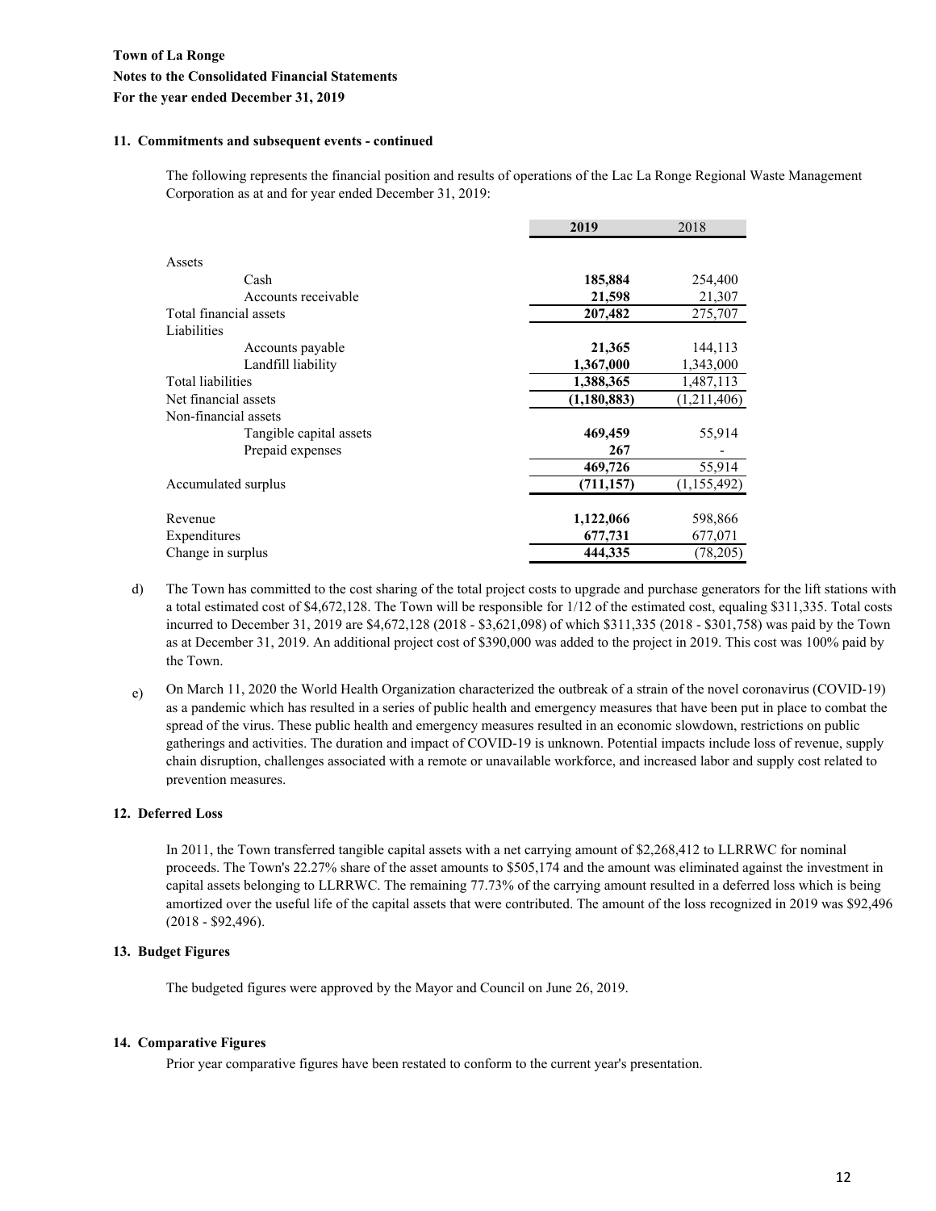**Town of La Ronge**
**Notes to the Consolidated Financial Statements**
**For the year ended December 31, 2019**

### 11. Commitments and subsequent events - continued

The following represents the financial position and results of operations of the Lac La Ronge Regional Waste Management Corporation as at and for year ended December 31, 2019:

| | **2019** | 2018 |
|---|---|---|
| Assets | | |
| Cash | **185,884** | 254,400 |
| Accounts receivable | **21,598** | 21,307 |
| Total financial assets | **207,482** | 275,707 |
| Liabilities | | |
| Accounts payable | **21,365** | 144,113 |
| Landfill liability | **1,367,000** | 1,343,000 |
| Total liabilities | **1,388,365** | 1,487,113 |
| Net financial assets | **(1,180,883)** | (1,211,406) |
| Non-financial assets | | |
| Tangible capital assets | **469,459** | 55,914 |
| Prepaid expenses | **267** | - |
| | **469,726** | 55,914 |
| Accumulated surplus | **(711,157)** | (1,155,492) |
| | | |
| Revenue | **1,122,066** | 598,866 |
| Expenditures | **677,731** | 677,071 |
| Change in surplus | **444,335** | (78,205) |

d) The Town has committed to the cost sharing of the total project costs to upgrade and purchase generators for the lift stations with a total estimated cost of $4,672,128. The Town will be responsible for 1/12 of the estimated cost, equaling $311,335. Total costs incurred to December 31, 2019 are $4,672,128 (2018 - $3,621,098) of which $311,335 (2018 - $301,758) was paid by the Town as at December 31, 2019. An additional project cost of $390,000 was added to the project in 2019. This cost was 100% paid by the Town.

e) On March 11, 2020 the World Health Organization characterized the outbreak of a strain of the novel coronavirus (COVID-19) as a pandemic which has resulted in a series of public health and emergency measures that have been put in place to combat the spread of the virus. These public health and emergency measures resulted in an economic slowdown, restrictions on public gatherings and activities. The duration and impact of COVID-19 is unknown. Potential impacts include loss of revenue, supply chain disruption, challenges associated with a remote or unavailable workforce, and increased labor and supply cost related to prevention measures.

### 12. Deferred Loss

In 2011, the Town transferred tangible capital assets with a net carrying amount of $2,268,412 to LLRRWC for nominal proceeds. The Town's 22.27% share of the asset amounts to $505,174 and the amount was eliminated against the investment in capital assets belonging to LLRRWC. The remaining 77.73% of the carrying amount resulted in a deferred loss which is being amortized over the useful life of the capital assets that were contributed. The amount of the loss recognized in 2019 was $92,496 (2018 - $92,496).

### 13. Budget Figures

The budgeted figures were approved by the Mayor and Council on June 26, 2019.

### 14. Comparative Figures

Prior year comparative figures have been restated to conform to the current year's presentation.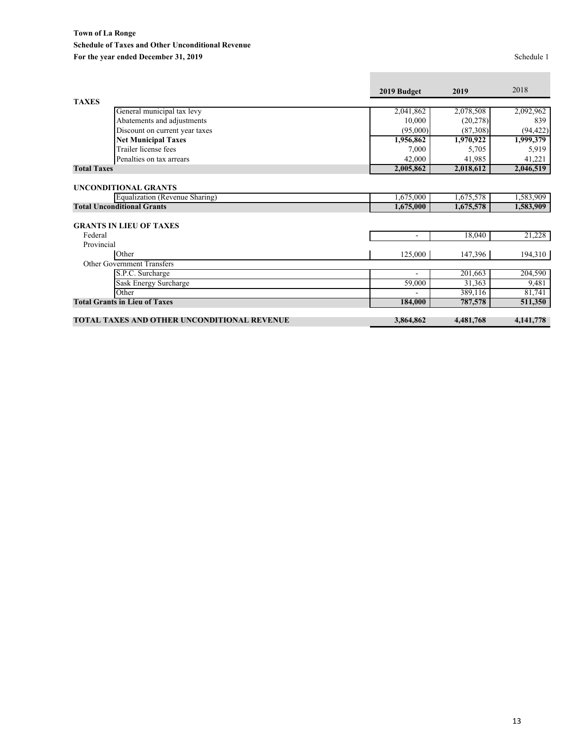**Town of La Ronge**

**Schedule of Taxes and Other Unconditional Revenue**

**For the year ended December 31, 2019**

Schedule 1

| | 2019 Budget | 2019 | 2018 |
|---|---|---|---|
| **TAXES** | | | |
| General municipal tax levy | 2,041,862 | 2,078,508 | 2,092,962 |
| Abatements and adjustments | 10,000 | (20,278) | 839 |
| Discount on current year taxes | (95,000) | (87,308) | (94,422) |
| **Net Municipal Taxes** | **1,956,862** | **1,970,922** | **1,999,379** |
| Trailer license fees | 7,000 | 5,705 | 5,919 |
| Penalties on tax arrears | 42,000 | 41,985 | 41,221 |
| **Total Taxes** | **2,005,862** | **2,018,612** | **2,046,519** |
| | | | |
| **UNCONDITIONAL GRANTS** | | | |
| Equalization (Revenue Sharing) | 1,675,000 | 1,675,578 | 1,583,909 |
| **Total Unconditional Grants** | **1,675,000** | **1,675,578** | **1,583,909** |
| | | | |
| **GRANTS IN LIEU OF TAXES** | | | |
| Federal | - | 18,040 | 21,228 |
| Provincial | | | |
| Other | 125,000 | 147,396 | 194,310 |
| Other Government Transfers | | | |
| S.P.C. Surcharge | - | 201,663 | 204,590 |
| Sask Energy Surcharge | 59,000 | 31,363 | 9,481 |
| Other | - | 389,116 | 81,741 |
| **Total Grants in Lieu of Taxes** | **184,000** | **787,578** | **511,350** |
| | | | |
| **TOTAL TAXES AND OTHER UNCONDITIONAL REVENUE** | **3,864,862** | **4,481,768** | **4,141,778** |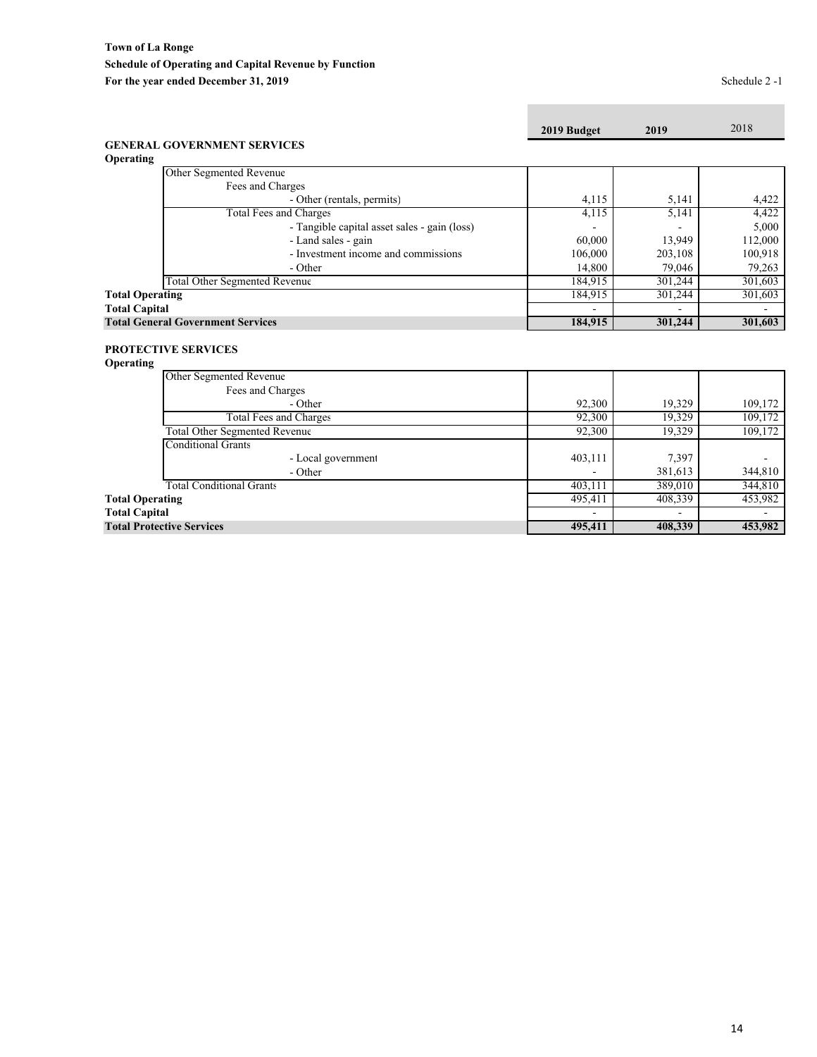**Town of La Ronge**
**Schedule of Operating and Capital Revenue by Function**
**For the year ended December 31, 2019**

Schedule 2 -1

| | 2019 Budget | 2019 | 2018 |
|---|---|---|---|
| **GENERAL GOVERNMENT SERVICES** | | | |
| **Operating** | | | |
| Other Segmented Revenue | | | |
| Fees and Charges | | | |
| - Other (rentals, permits) | 4,115 | 5,141 | 4,422 |
| Total Fees and Charges | 4,115 | 5,141 | 4,422 |
| - Tangible capital asset sales - gain (loss) | - | - | 5,000 |
| - Land sales - gain | 60,000 | 13,949 | 112,000 |
| - Investment income and commissions | 106,000 | 203,108 | 100,918 |
| - Other | 14,800 | 79,046 | 79,263 |
| Total Other Segmented Revenue | 184,915 | 301,244 | 301,603 |
| **Total Operating** | 184,915 | 301,244 | 301,603 |
| **Total Capital** | - | - | - |
| **Total General Government Services** | **184,915** | **301,244** | **301,603** |

| | 2019 Budget | 2019 | 2018 |
|---|---|---|---|
| **PROTECTIVE SERVICES** | | | |
| **Operating** | | | |
| Other Segmented Revenue | | | |
| Fees and Charges | | | |
| - Other | 92,300 | 19,329 | 109,172 |
| Total Fees and Charges | 92,300 | 19,329 | 109,172 |
| Total Other Segmented Revenue | 92,300 | 19,329 | 109,172 |
| Conditional Grants | | | |
| - Local government | 403,111 | 7,397 | - |
| - Other | - | 381,613 | 344,810 |
| Total Conditional Grants | 403,111 | 389,010 | 344,810 |
| **Total Operating** | 495,411 | 408,339 | 453,982 |
| **Total Capital** | - | - | - |
| **Total Protective Services** | **495,411** | **408,339** | **453,982** |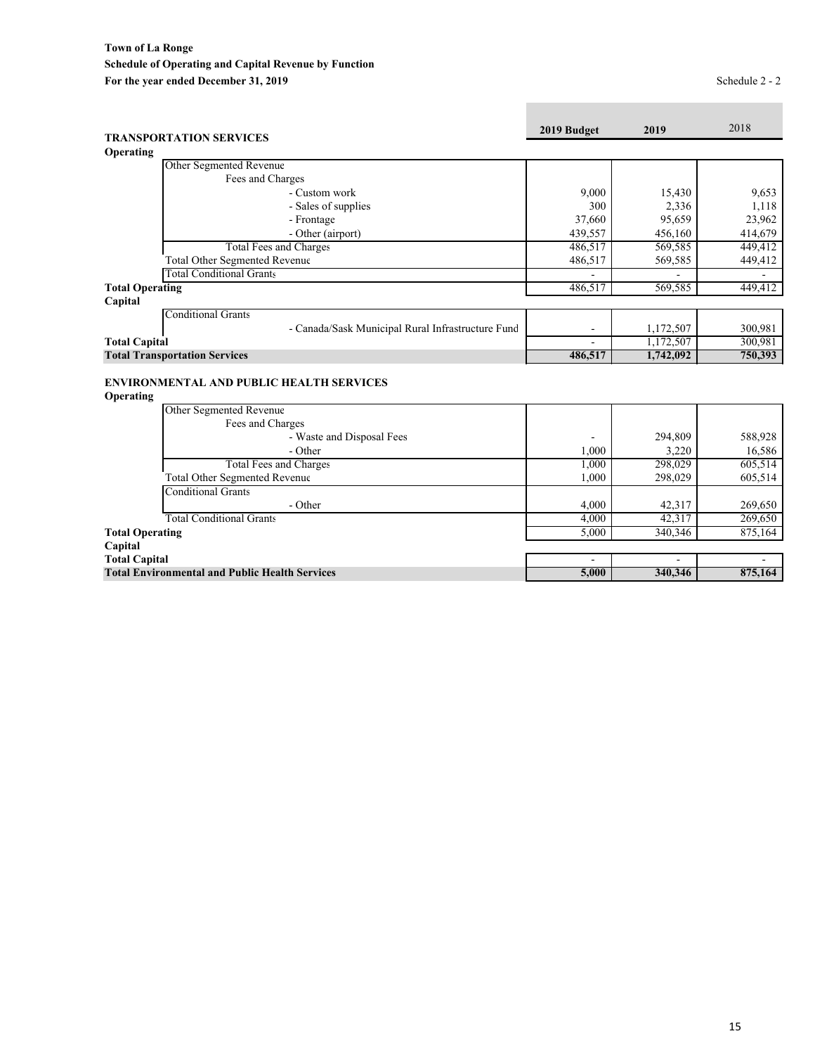**Town of La Ronge**
**Schedule of Operating and Capital Revenue by Function**
**For the year ended December 31, 2019**

Schedule 2 - 2

| **TRANSPORTATION SERVICES** | **2019 Budget** | **2019** | 2018 |
|---|---|---|---|
| **Operating** | | | |
| Other Segmented Revenue | | | |
| Fees and Charges | | | |
| - Custom work | 9,000 | 15,430 | 9,653 |
| - Sales of supplies | 300 | 2,336 | 1,118 |
| - Frontage | 37,660 | 95,659 | 23,962 |
| - Other (airport) | 439,557 | 456,160 | 414,679 |
| Total Fees and Charges | 486,517 | 569,585 | 449,412 |
| Total Other Segmented Revenue | 486,517 | 569,585 | 449,412 |
| Total Conditional Grants | - | - | - |
| **Total Operating** | 486,517 | 569,585 | 449,412 |
| **Capital** | | | |
| Conditional Grants | | | |
| - Canada/Sask Municipal Rural Infrastructure Fund | - | 1,172,507 | 300,981 |
| **Total Capital** | - | 1,172,507 | 300,981 |
| **Total Transportation Services** | **486,517** | **1,742,092** | **750,393** |

| **ENVIRONMENTAL AND PUBLIC HEALTH SERVICES** | **2019 Budget** | **2019** | 2018 |
|---|---|---|---|
| **Operating** | | | |
| Other Segmented Revenue | | | |
| Fees and Charges | | | |
| - Waste and Disposal Fees | - | 294,809 | 588,928 |
| - Other | 1,000 | 3,220 | 16,586 |
| Total Fees and Charges | 1,000 | 298,029 | 605,514 |
| Total Other Segmented Revenue | 1,000 | 298,029 | 605,514 |
| Conditional Grants | | | |
| - Other | 4,000 | 42,317 | 269,650 |
| Total Conditional Grants | 4,000 | 42,317 | 269,650 |
| **Total Operating** | 5,000 | 340,346 | 875,164 |
| **Capital** | | | |
| **Total Capital** | - | - | - |
| **Total Environmental and Public Health Services** | **5,000** | **340,346** | **875,164** |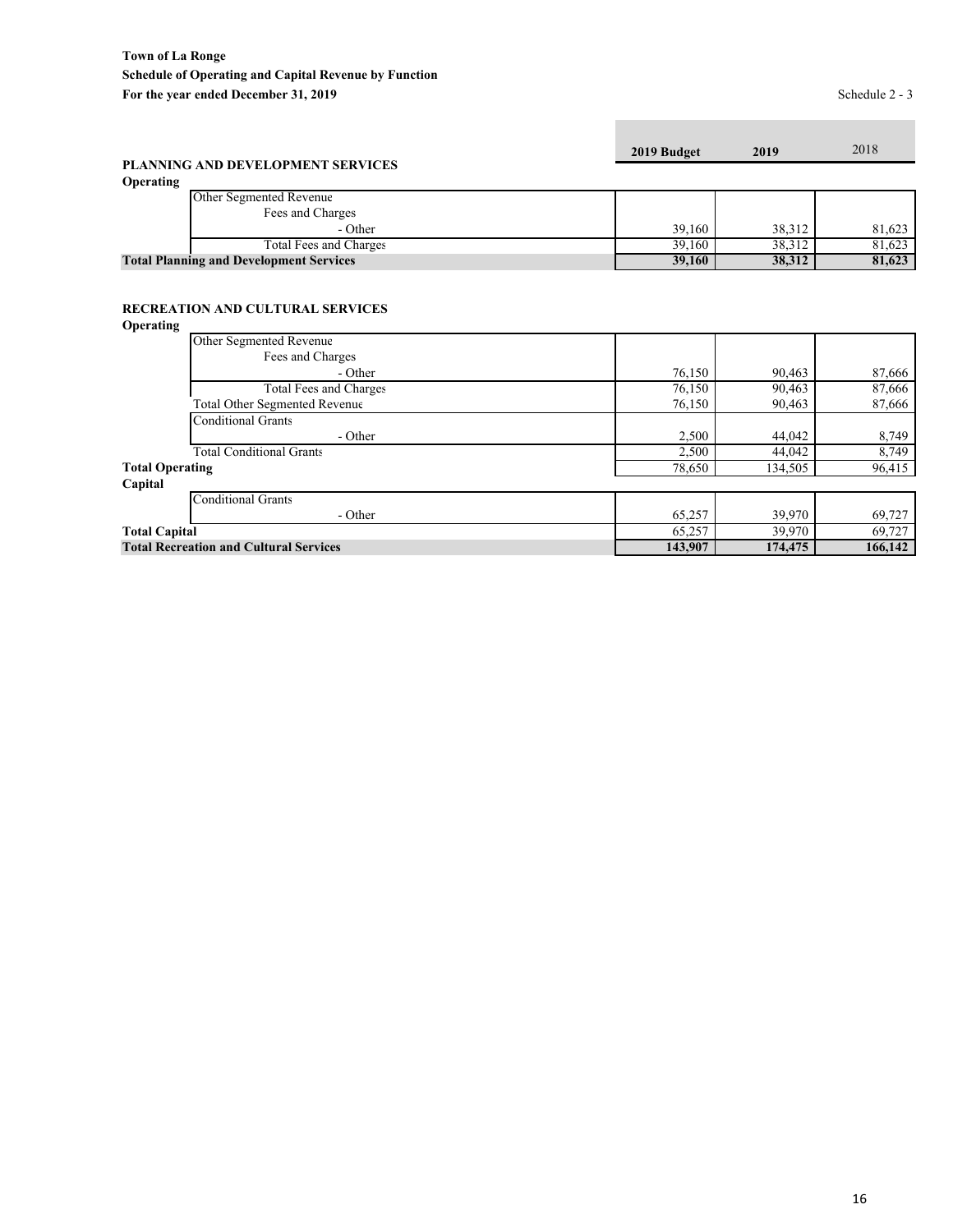**Town of La Ronge**
**Schedule of Operating and Capital Revenue by Function**
**For the year ended December 31, 2019**

Schedule 2 - 3

| PLANNING AND DEVELOPMENT SERVICES | 2019 Budget | 2019 | 2018 |
|---|---|---|---|
| **Operating** | | | |
| Other Segmented Revenue | | | |
| Fees and Charges | | | |
| - Other | 39,160 | 38,312 | 81,623 |
| Total Fees and Charges | 39,160 | 38,312 | 81,623 |
| **Total Planning and Development Services** | **39,160** | **38,312** | **81,623** |

| RECREATION AND CULTURAL SERVICES | 2019 Budget | 2019 | 2018 |
|---|---|---|---|
| **Operating** | | | |
| Other Segmented Revenue | | | |
| Fees and Charges | | | |
| - Other | 76,150 | 90,463 | 87,666 |
| Total Fees and Charges | 76,150 | 90,463 | 87,666 |
| Total Other Segmented Revenue | 76,150 | 90,463 | 87,666 |
| Conditional Grants | | | |
| - Other | 2,500 | 44,042 | 8,749 |
| Total Conditional Grants | 2,500 | 44,042 | 8,749 |
| **Total Operating** | 78,650 | 134,505 | 96,415 |
| **Capital** | | | |
| Conditional Grants | | | |
| - Other | 65,257 | 39,970 | 69,727 |
| **Total Capital** | 65,257 | 39,970 | 69,727 |
| **Total Recreation and Cultural Services** | **143,907** | **174,475** | **166,142** |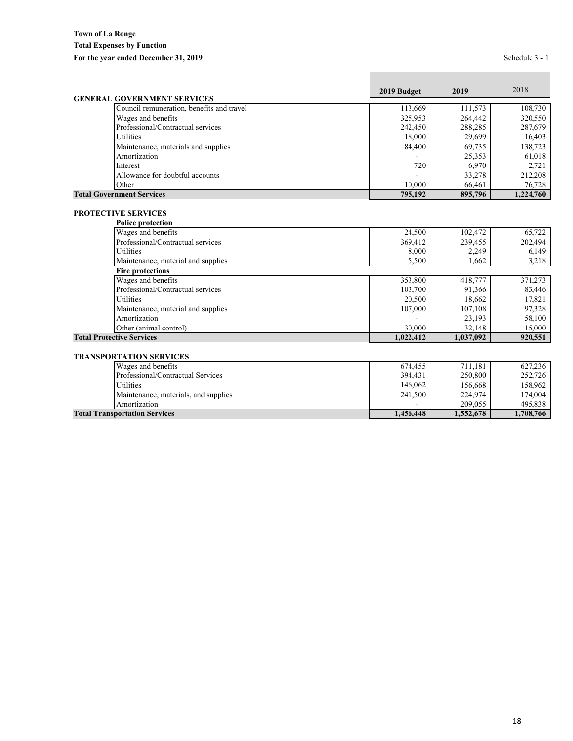**Town of La Ronge**

**Total Expenses by Function**

**For the year ended December 31, 2019**

Schedule 3 - 1

| | 2019 Budget | 2019 | 2018 |
|---|---|---|---|
| **GENERAL GOVERNMENT SERVICES** | | | |
| Council remuneration, benefits and travel | 113,669 | 111,573 | 108,730 |
| Wages and benefits | 325,953 | 264,442 | 320,550 |
| Professional/Contractual services | 242,450 | 288,285 | 287,679 |
| Utilities | 18,000 | 29,699 | 16,403 |
| Maintenance, materials and supplies | 84,400 | 69,735 | 138,723 |
| Amortization | - | 25,353 | 61,018 |
| Interest | 720 | 6,970 | 2,721 |
| Allowance for doubtful accounts | - | 33,278 | 212,208 |
| Other | 10,000 | 66,461 | 76,728 |
| **Total Government Services** | **795,192** | **895,796** | **1,224,760** |
| | | | |
| **PROTECTIVE SERVICES** | | | |
| **Police protection** | | | |
| Wages and benefits | 24,500 | 102,472 | 65,722 |
| Professional/Contractual services | 369,412 | 239,455 | 202,494 |
| Utilities | 8,000 | 2,249 | 6,149 |
| Maintenance, material and supplies | 5,500 | 1,662 | 3,218 |
| **Fire protections** | | | |
| Wages and benefits | 353,800 | 418,777 | 371,273 |
| Professional/Contractual services | 103,700 | 91,366 | 83,446 |
| Utilities | 20,500 | 18,662 | 17,821 |
| Maintenance, material and supplies | 107,000 | 107,108 | 97,328 |
| Amortization | - | 23,193 | 58,100 |
| Other (animal control) | 30,000 | 32,148 | 15,000 |
| **Total Protective Services** | **1,022,412** | **1,037,092** | **920,551** |
| | | | |
| **TRANSPORTATION SERVICES** | | | |
| Wages and benefits | 674,455 | 711,181 | 627,236 |
| Professional/Contractual Services | 394,431 | 250,800 | 252,726 |
| Utilities | 146,062 | 156,668 | 158,962 |
| Maintenance, materials, and supplies | 241,500 | 224,974 | 174,004 |
| Amortization | - | 209,055 | 495,838 |
| **Total Transportation Services** | **1,456,448** | **1,552,678** | **1,708,766** |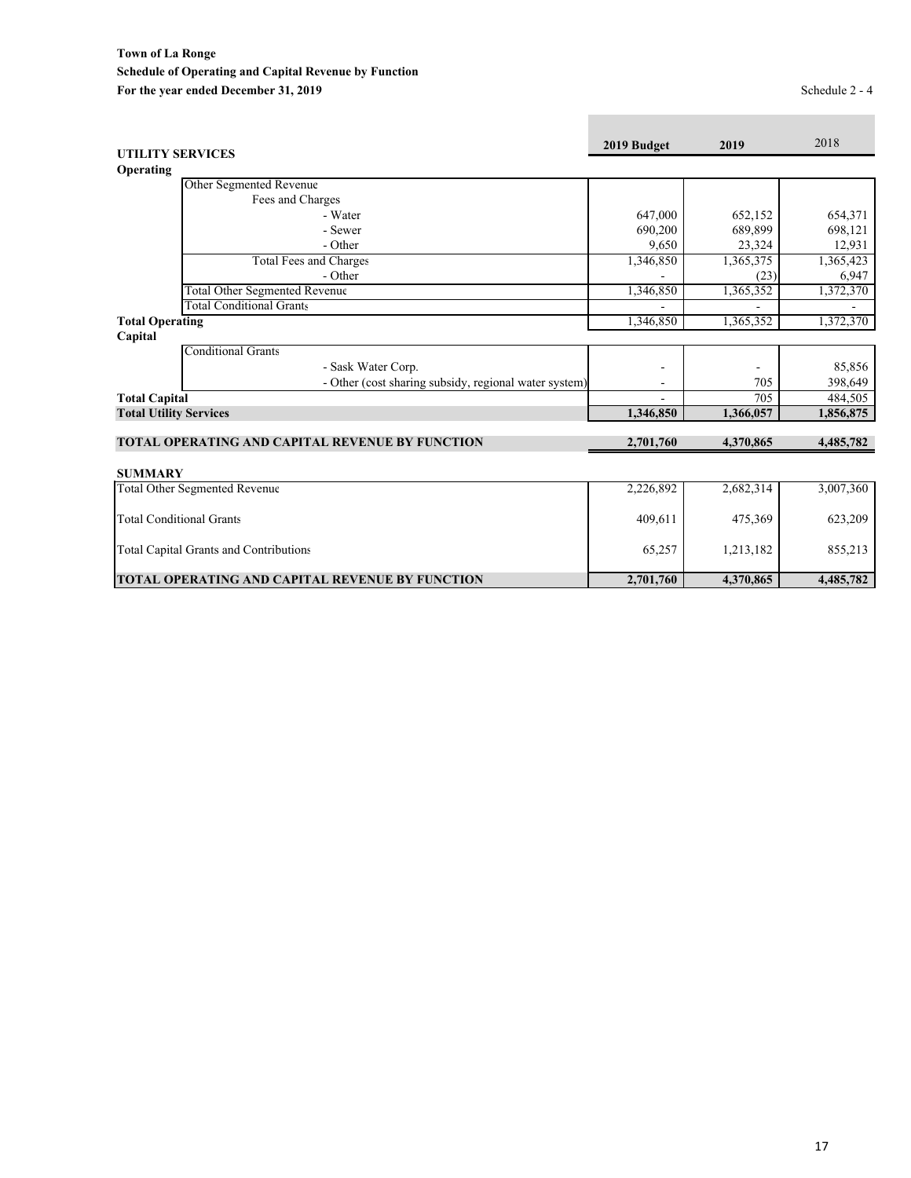**Town of La Ronge**
**Schedule of Operating and Capital Revenue by Function**
**For the year ended December 31, 2019**

Schedule 2 - 4

| UTILITY SERVICES | 2019 Budget | 2019 | 2018 |
|---|---|---|---|
| **Operating** | | | |
| Other Segmented Revenue | | | |
| Fees and Charges | | | |
| - Water | 647,000 | 652,152 | 654,371 |
| - Sewer | 690,200 | 689,899 | 698,121 |
| - Other | 9,650 | 23,324 | 12,931 |
| Total Fees and Charges | 1,346,850 | 1,365,375 | 1,365,423 |
| - Other | - | (23) | 6,947 |
| Total Other Segmented Revenue | 1,346,850 | 1,365,352 | 1,372,370 |
| Total Conditional Grants | - | - | - |
| **Total Operating** | 1,346,850 | 1,365,352 | 1,372,370 |
| **Capital** | | | |
| Conditional Grants | | | |
| - Sask Water Corp. | - | - | 85,856 |
| - Other (cost sharing subsidy, regional water system) | - | 705 | 398,649 |
| **Total Capital** | - | 705 | 484,505 |
| **Total Utility Services** | **1,346,850** | **1,366,057** | **1,856,875** |
| | | | |
| **TOTAL OPERATING AND CAPITAL REVENUE BY FUNCTION** | **2,701,760** | **4,370,865** | **4,485,782** |

**SUMMARY**

| | 2019 Budget | 2019 | 2018 |
|---|---|---|---|
| Total Other Segmented Revenue | 2,226,892 | 2,682,314 | 3,007,360 |
| Total Conditional Grants | 409,611 | 475,369 | 623,209 |
| Total Capital Grants and Contributions | 65,257 | 1,213,182 | 855,213 |
| **TOTAL OPERATING AND CAPITAL REVENUE BY FUNCTION** | **2,701,760** | **4,370,865** | **4,485,782** |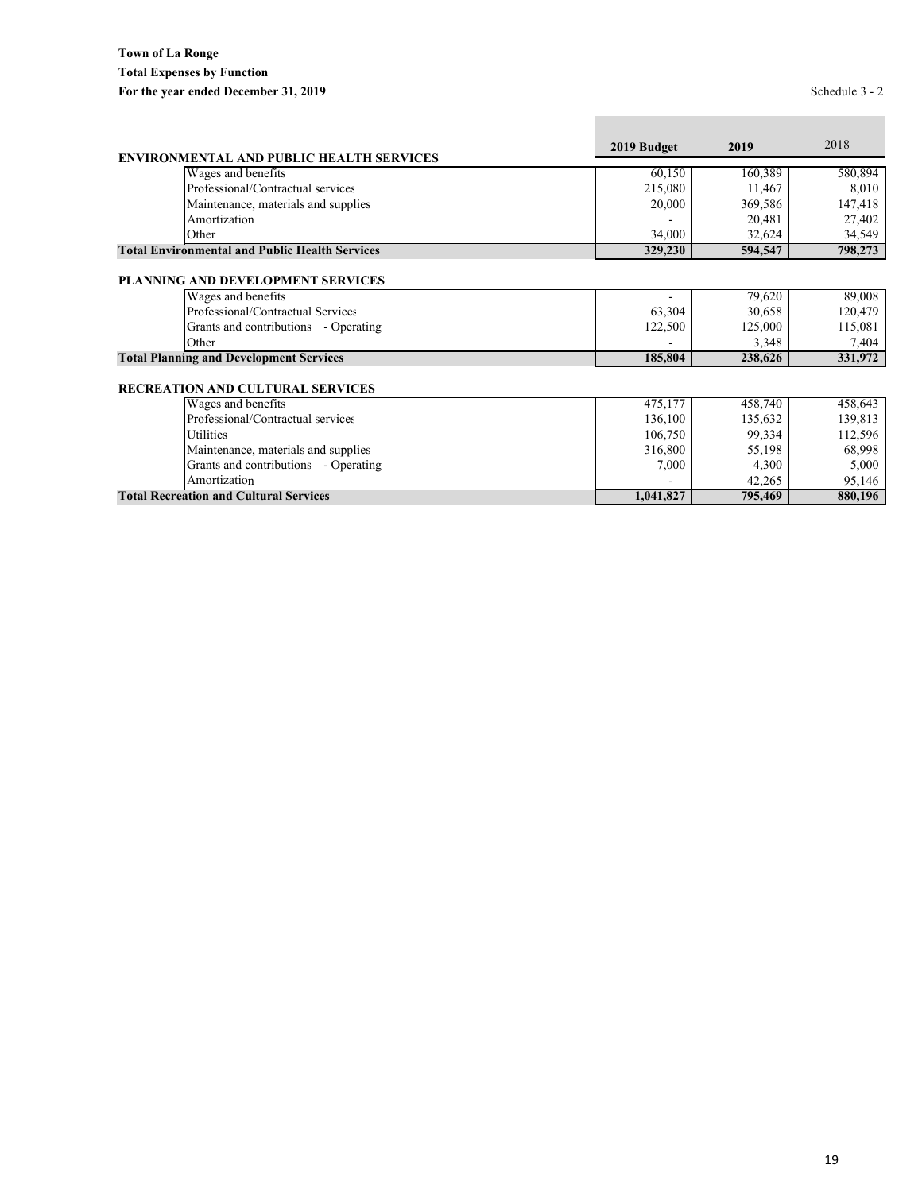**Town of La Ronge**
**Total Expenses by Function**
**For the year ended December 31, 2019**

Schedule 3 - 2

| | 2019 Budget | 2019 | 2018 |
|---|---|---|---|
| **ENVIRONMENTAL AND PUBLIC HEALTH SERVICES** | | | |
| Wages and benefits | 60,150 | 160,389 | 580,894 |
| Professional/Contractual services | 215,080 | 11,467 | 8,010 |
| Maintenance, materials and supplies | 20,000 | 369,586 | 147,418 |
| Amortization | - | 20,481 | 27,402 |
| Other | 34,000 | 32,624 | 34,549 |
| **Total Environmental and Public Health Services** | **329,230** | **594,547** | **798,273** |
| | | | |
| **PLANNING AND DEVELOPMENT SERVICES** | | | |
| Wages and benefits | - | 79,620 | 89,008 |
| Professional/Contractual Services | 63,304 | 30,658 | 120,479 |
| Grants and contributions - Operating | 122,500 | 125,000 | 115,081 |
| Other | - | 3,348 | 7,404 |
| **Total Planning and Development Services** | **185,804** | **238,626** | **331,972** |
| | | | |
| **RECREATION AND CULTURAL SERVICES** | | | |
| Wages and benefits | 475,177 | 458,740 | 458,643 |
| Professional/Contractual services | 136,100 | 135,632 | 139,813 |
| Utilities | 106,750 | 99,334 | 112,596 |
| Maintenance, materials and supplies | 316,800 | 55,198 | 68,998 |
| Grants and contributions - Operating | 7,000 | 4,300 | 5,000 |
| Amortization | - | 42,265 | 95,146 |
| **Total Recreation and Cultural Services** | **1,041,827** | **795,469** | **880,196** |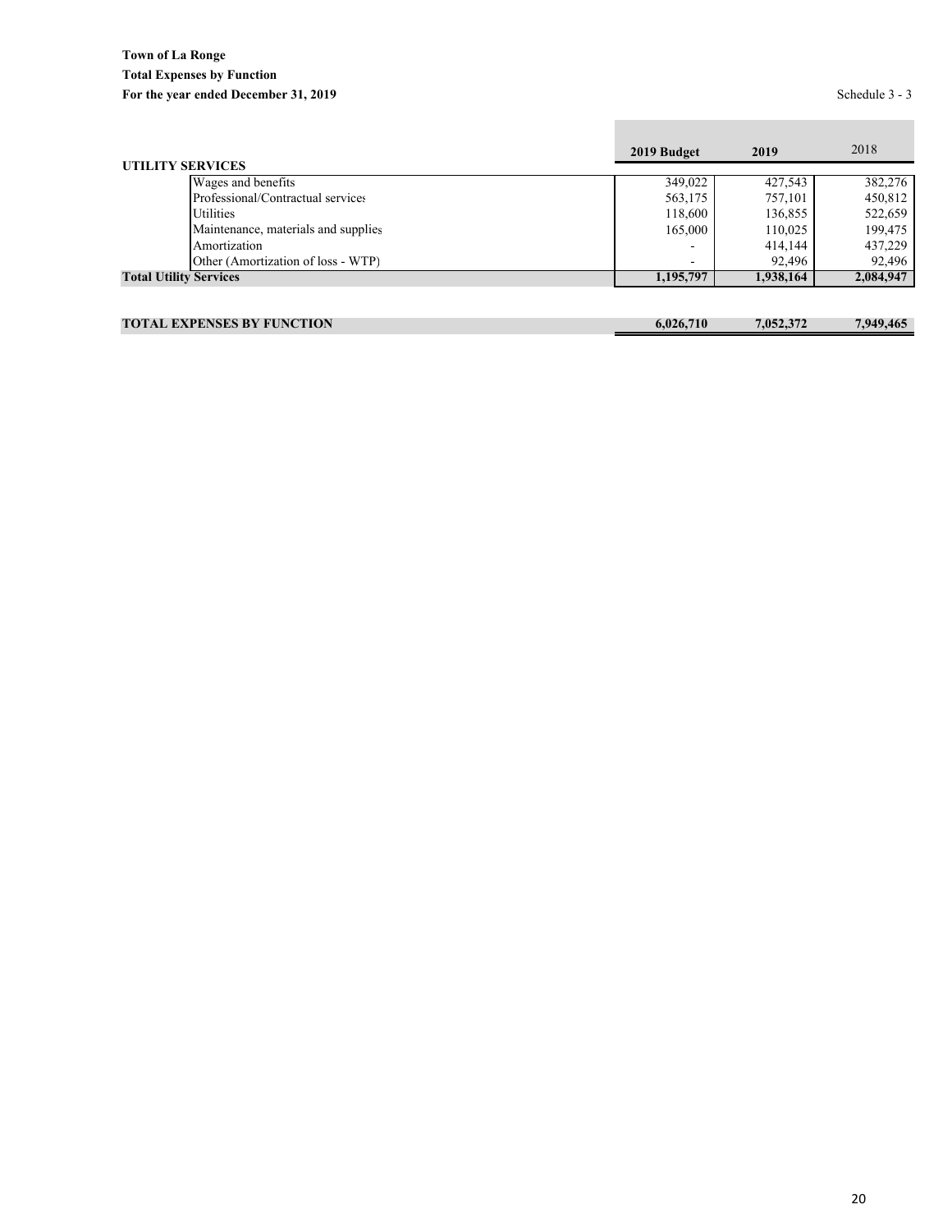**Town of La Ronge**
**Total Expenses by Function**
**For the year ended December 31, 2019**

Schedule 3 - 3

| | 2019 Budget | 2019 | 2018 |
|---|---|---|---|
| **UTILITY SERVICES** | | | |
| Wages and benefits | 349,022 | 427,543 | 382,276 |
| Professional/Contractual services | 563,175 | 757,101 | 450,812 |
| Utilities | 118,600 | 136,855 | 522,659 |
| Maintenance, materials and supplies | 165,000 | 110,025 | 199,475 |
| Amortization | - | 414,144 | 437,229 |
| Other (Amortization of loss - WTP) | - | 92,496 | 92,496 |
| **Total Utility Services** | **1,195,797** | **1,938,164** | **2,084,947** |
| | | | |
| **TOTAL EXPENSES BY FUNCTION** | **6,026,710** | **7,052,372** | **7,949,465** |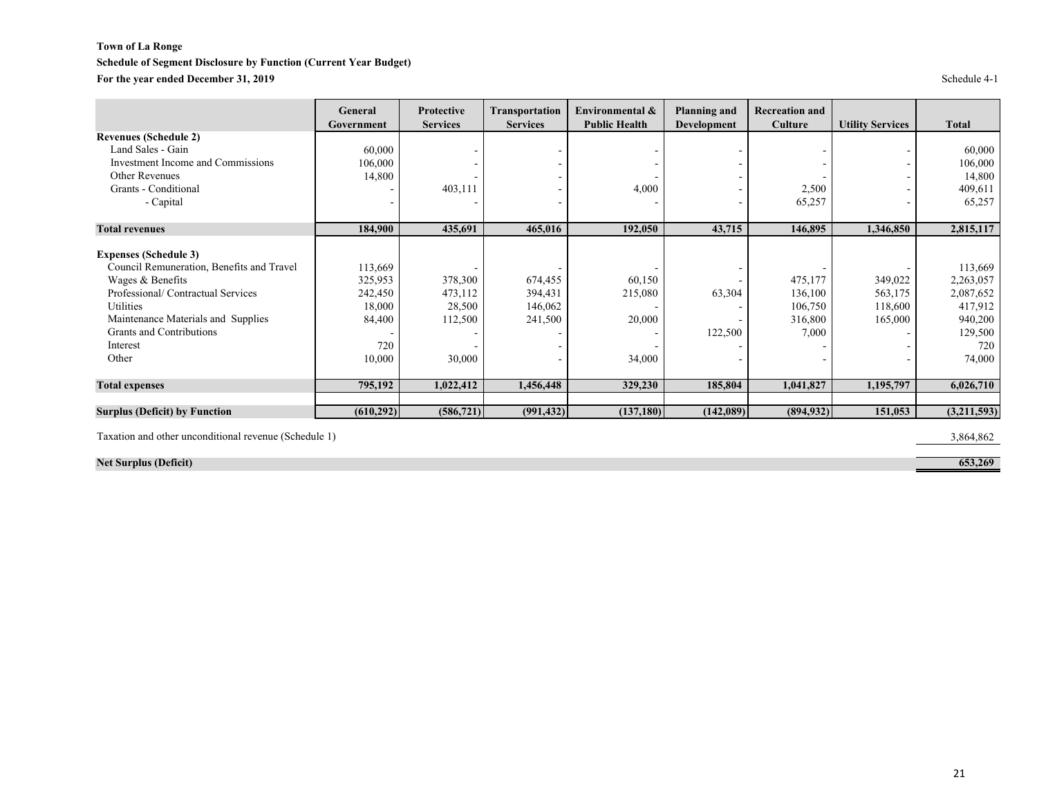**Town of La Ronge**

**Schedule of Segment Disclosure by Function (Current Year Budget)**

**For the year ended December 31, 2019**

Schedule 4-1

| | General Government | Protective Services | Transportation Services | Environmental & Public Health | Planning and Development | Recreation and Culture | Utility Services | Total |
|---|---|---|---|---|---|---|---|---|
| **Revenues (Schedule 2)** | | | | | | | | |
| Land Sales - Gain | 60,000 | - | - | - | - | - | - | 60,000 |
| Investment Income and Commissions | 106,000 | - | - | - | - | - | - | 106,000 |
| Other Revenues | 14,800 | - | - | - | - | - | - | 14,800 |
| Grants - Conditional | - | 403,111 | - | 4,000 | - | 2,500 | - | 409,611 |
| - Capital | - | - | - | - | - | 65,257 | - | 65,257 |
| **Total revenues** | **184,900** | **435,691** | **465,016** | **192,050** | **43,715** | **146,895** | **1,346,850** | **2,815,117** |
| **Expenses (Schedule 3)** | | | | | | | | |
| Council Remuneration, Benefits and Travel | 113,669 | - | - | - | - | - | - | 113,669 |
| Wages & Benefits | 325,953 | 378,300 | 674,455 | 60,150 | - | 475,177 | 349,022 | 2,263,057 |
| Professional/ Contractual Services | 242,450 | 473,112 | 394,431 | 215,080 | 63,304 | 136,100 | 563,175 | 2,087,652 |
| Utilities | 18,000 | 28,500 | 146,062 | - | - | 106,750 | 118,600 | 417,912 |
| Maintenance Materials and Supplies | 84,400 | 112,500 | 241,500 | 20,000 | - | 316,800 | 165,000 | 940,200 |
| Grants and Contributions | - | - | - | - | 122,500 | 7,000 | - | 129,500 |
| Interest | 720 | - | - | - | - | - | - | 720 |
| Other | 10,000 | 30,000 | - | 34,000 | - | - | - | 74,000 |
| **Total expenses** | **795,192** | **1,022,412** | **1,456,448** | **329,230** | **185,804** | **1,041,827** | **1,195,797** | **6,026,710** |
| **Surplus (Deficit) by Function** | **(610,292)** | **(586,721)** | **(991,432)** | **(137,180)** | **(142,089)** | **(894,932)** | **151,053** | **(3,211,593)** |
| Taxation and other unconditional revenue (Schedule 1) | | | | | | | | 3,864,862 |
| **Net Surplus (Deficit)** | | | | | | | | **653,269** |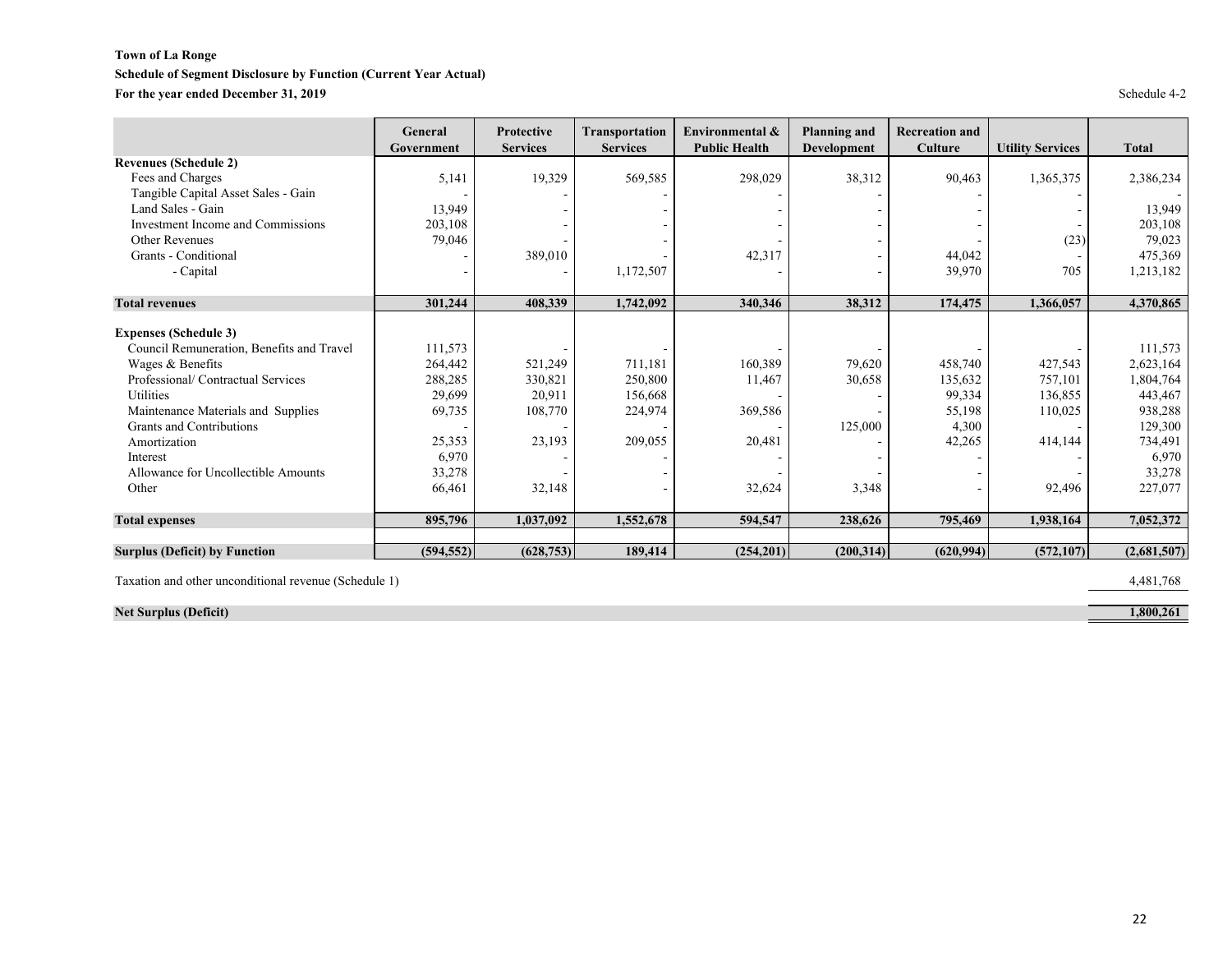**Town of La Ronge**

**Schedule of Segment Disclosure by Function (Current Year Actual)**

**For the year ended December 31, 2019**

Schedule 4-2

| | General Government | Protective Services | Transportation Services | Environmental & Public Health | Planning and Development | Recreation and Culture | Utility Services | Total |
|---|---|---|---|---|---|---|---|---|
| **Revenues (Schedule 2)** | | | | | | | | |
| Fees and Charges | 5,141 | 19,329 | 569,585 | 298,029 | 38,312 | 90,463 | 1,365,375 | 2,386,234 |
| Tangible Capital Asset Sales - Gain | - | - | - | - | - | - | - | - |
| Land Sales - Gain | 13,949 | - | - | - | - | - | - | 13,949 |
| Investment Income and Commissions | 203,108 | - | - | - | - | - | - | 203,108 |
| Other Revenues | 79,046 | - | - | - | - | - | (23) | 79,023 |
| Grants - Conditional | - | 389,010 | - | 42,317 | - | 44,042 | - | 475,369 |
| - Capital | - | - | 1,172,507 | - | - | 39,970 | 705 | 1,213,182 |
| **Total revenues** | **301,244** | **408,339** | **1,742,092** | **340,346** | **38,312** | **174,475** | **1,366,057** | **4,370,865** |
| **Expenses (Schedule 3)** | | | | | | | | |
| Council Remuneration, Benefits and Travel | 111,573 | - | - | - | - | - | - | 111,573 |
| Wages & Benefits | 264,442 | 521,249 | 711,181 | 160,389 | 79,620 | 458,740 | 427,543 | 2,623,164 |
| Professional/ Contractual Services | 288,285 | 330,821 | 250,800 | 11,467 | 30,658 | 135,632 | 757,101 | 1,804,764 |
| Utilities | 29,699 | 20,911 | 156,668 | - | - | 99,334 | 136,855 | 443,467 |
| Maintenance Materials and Supplies | 69,735 | 108,770 | 224,974 | 369,586 | - | 55,198 | 110,025 | 938,288 |
| Grants and Contributions | - | - | - | - | 125,000 | 4,300 | - | 129,300 |
| Amortization | 25,353 | 23,193 | 209,055 | 20,481 | - | 42,265 | 414,144 | 734,491 |
| Interest | 6,970 | - | - | - | - | - | - | 6,970 |
| Allowance for Uncollectible Amounts | 33,278 | - | - | - | - | - | - | 33,278 |
| Other | 66,461 | 32,148 | - | 32,624 | 3,348 | - | 92,496 | 227,077 |
| **Total expenses** | **895,796** | **1,037,092** | **1,552,678** | **594,547** | **238,626** | **795,469** | **1,938,164** | **7,052,372** |
| **Surplus (Deficit) by Function** | **(594,552)** | **(628,753)** | **189,414** | **(254,201)** | **(200,314)** | **(620,994)** | **(572,107)** | **(2,681,507)** |
| Taxation and other unconditional revenue (Schedule 1) | | | | | | | | 4,481,768 |
| **Net Surplus (Deficit)** | | | | | | | | **1,800,261** |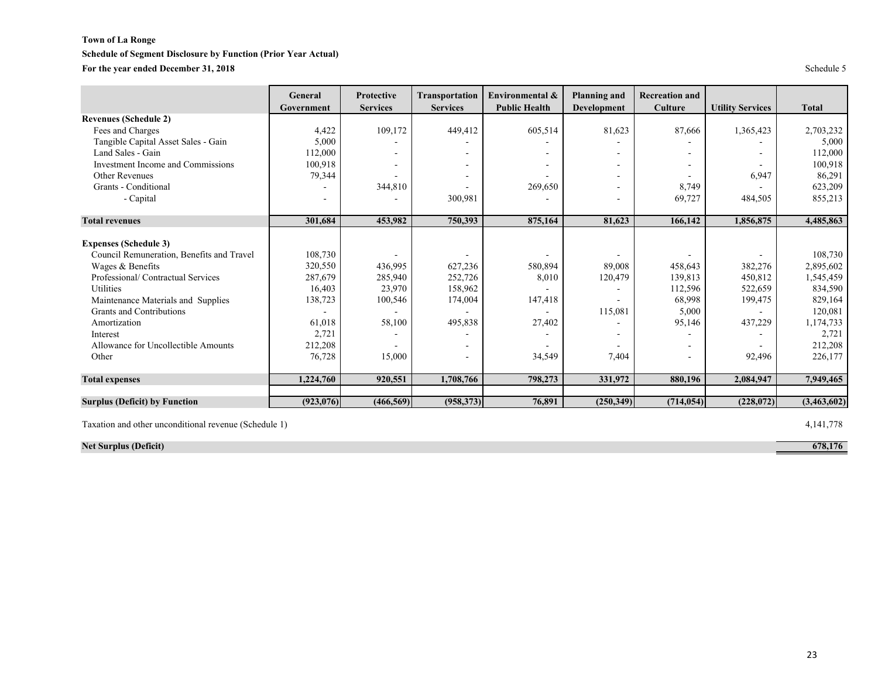**Town of La Ronge**

**Schedule of Segment Disclosure by Function (Prior Year Actual)**

**For the year ended December 31, 2018**

Schedule 5

| | General Government | Protective Services | Transportation Services | Environmental & Public Health | Planning and Development | Recreation and Culture | Utility Services | Total |
|---|---|---|---|---|---|---|---|---|
| **Revenues (Schedule 2)** | | | | | | | | |
| Fees and Charges | 4,422 | 109,172 | 449,412 | 605,514 | 81,623 | 87,666 | 1,365,423 | 2,703,232 |
| Tangible Capital Asset Sales - Gain | 5,000 | - | - | - | - | - | - | 5,000 |
| Land Sales - Gain | 112,000 | - | - | - | - | - | - | 112,000 |
| Investment Income and Commissions | 100,918 | - | - | - | - | - | - | 100,918 |
| Other Revenues | 79,344 | - | - | - | - | - | 6,947 | 86,291 |
| Grants - Conditional | - | 344,810 | - | 269,650 | - | 8,749 | - | 623,209 |
| - Capital | - | - | 300,981 | - | - | 69,727 | 484,505 | 855,213 |
| **Total revenues** | **301,684** | **453,982** | **750,393** | **875,164** | **81,623** | **166,142** | **1,856,875** | **4,485,863** |
| **Expenses (Schedule 3)** | | | | | | | | |
| Council Remuneration, Benefits and Travel | 108,730 | - | - | - | - | - | - | 108,730 |
| Wages & Benefits | 320,550 | 436,995 | 627,236 | 580,894 | 89,008 | 458,643 | 382,276 | 2,895,602 |
| Professional/ Contractual Services | 287,679 | 285,940 | 252,726 | 8,010 | 120,479 | 139,813 | 450,812 | 1,545,459 |
| Utilities | 16,403 | 23,970 | 158,962 | - | - | 112,596 | 522,659 | 834,590 |
| Maintenance Materials and Supplies | 138,723 | 100,546 | 174,004 | 147,418 | - | 68,998 | 199,475 | 829,164 |
| Grants and Contributions | - | - | - | - | 115,081 | 5,000 | - | 120,081 |
| Amortization | 61,018 | 58,100 | 495,838 | 27,402 | - | 95,146 | 437,229 | 1,174,733 |
| Interest | 2,721 | - | - | - | - | - | - | 2,721 |
| Allowance for Uncollectible Amounts | 212,208 | - | - | - | - | - | - | 212,208 |
| Other | 76,728 | 15,000 | - | 34,549 | 7,404 | - | 92,496 | 226,177 |
| **Total expenses** | **1,224,760** | **920,551** | **1,708,766** | **798,273** | **331,972** | **880,196** | **2,084,947** | **7,949,465** |
| **Surplus (Deficit) by Function** | **(923,076)** | **(466,569)** | **(958,373)** | **76,891** | **(250,349)** | **(714,054)** | **(228,072)** | **(3,463,602)** |
| Taxation and other unconditional revenue (Schedule 1) | | | | | | | | 4,141,778 |
| **Net Surplus (Deficit)** | | | | | | | | **678,176** |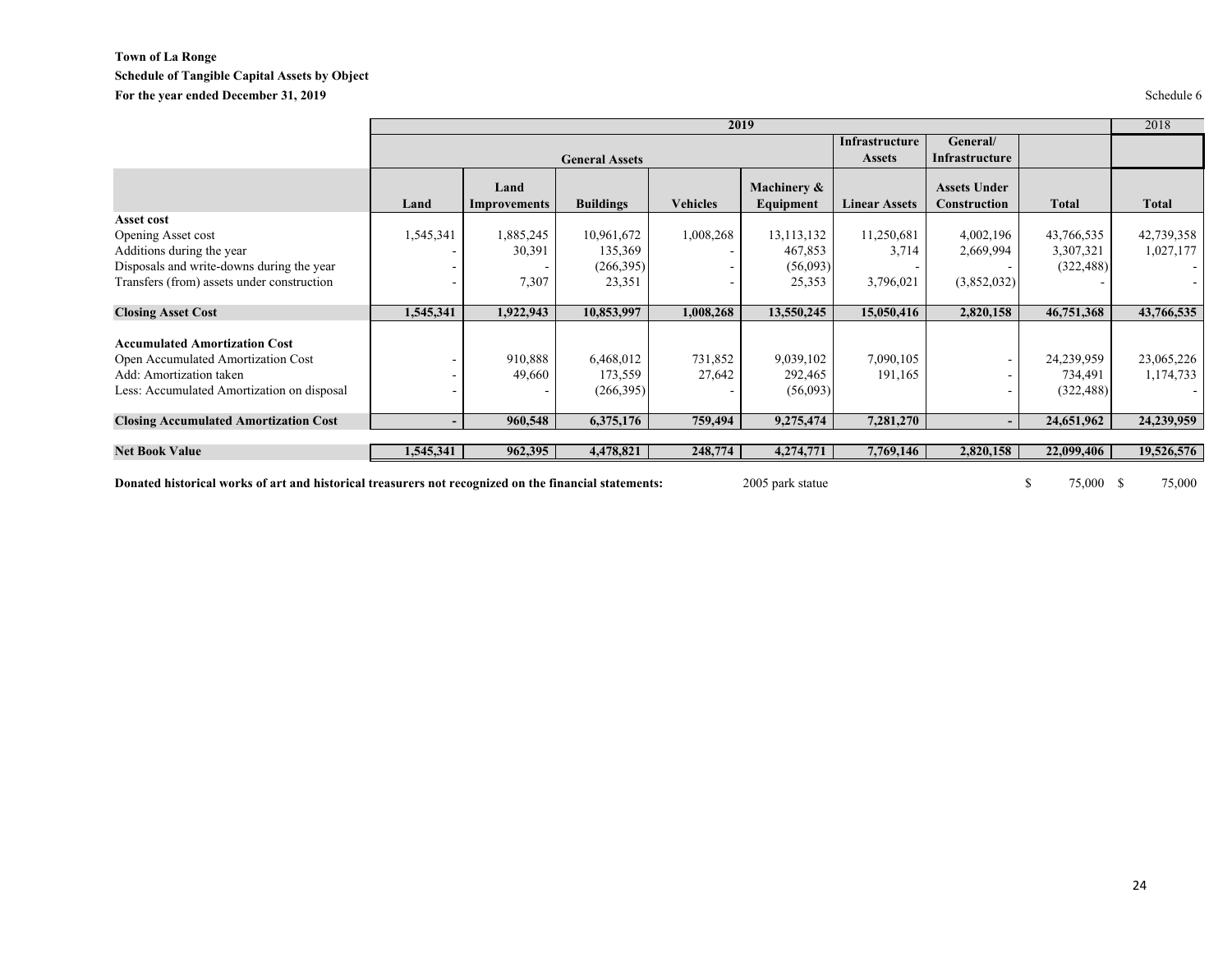**Town of La Ronge**
**Schedule of Tangible Capital Assets by Object**
**For the year ended December 31, 2019**

Schedule 6

| | 2019 | | | | | | | | 2018 |
|---|---|---|---|---|---|---|---|---|---|
| | General Assets | | | | | Infrastructure Assets | General/ Infrastructure | | |
| | **Land** | **Land Improvements** | **Buildings** | **Vehicles** | **Machinery & Equipment** | **Linear Assets** | **Assets Under Construction** | **Total** | **Total** |
| **Asset cost** | | | | | | | | | |
| Opening Asset cost | 1,545,341 | 1,885,245 | 10,961,672 | 1,008,268 | 13,113,132 | 11,250,681 | 4,002,196 | 43,766,535 | 42,739,358 |
| Additions during the year | - | 30,391 | 135,369 | - | 467,853 | 3,714 | 2,669,994 | 3,307,321 | 1,027,177 |
| Disposals and write-downs during the year | - | - | (266,395) | - | (56,093) | - | - | (322,488) | - |
| Transfers (from) assets under construction | - | 7,307 | 23,351 | - | 25,353 | 3,796,021 | (3,852,032) | - | - |
| **Closing Asset Cost** | **1,545,341** | **1,922,943** | **10,853,997** | **1,008,268** | **13,550,245** | **15,050,416** | **2,820,158** | **46,751,368** | **43,766,535** |
| **Accumulated Amortization Cost** | | | | | | | | | |
| Open Accumulated Amortization Cost | - | 910,888 | 6,468,012 | 731,852 | 9,039,102 | 7,090,105 | - | 24,239,959 | 23,065,226 |
| Add: Amortization taken | - | 49,660 | 173,559 | 27,642 | 292,465 | 191,165 | - | 734,491 | 1,174,733 |
| Less: Accumulated Amortization on disposal | - | - | (266,395) | - | (56,093) | | - | (322,488) | - |
| **Closing Accumulated Amortization Cost** | **-** | **960,548** | **6,375,176** | **759,494** | **9,275,474** | **7,281,270** | **-** | **24,651,962** | **24,239,959** |
| **Net Book Value** | **1,545,341** | **962,395** | **4,478,821** | **248,774** | **4,274,771** | **7,769,146** | **2,820,158** | **22,099,406** | **19,526,576** |

**Donated historical works of art and historical treasurers not recognized on the financial statements:** 2005 park statue $ 75,000 $ 75,000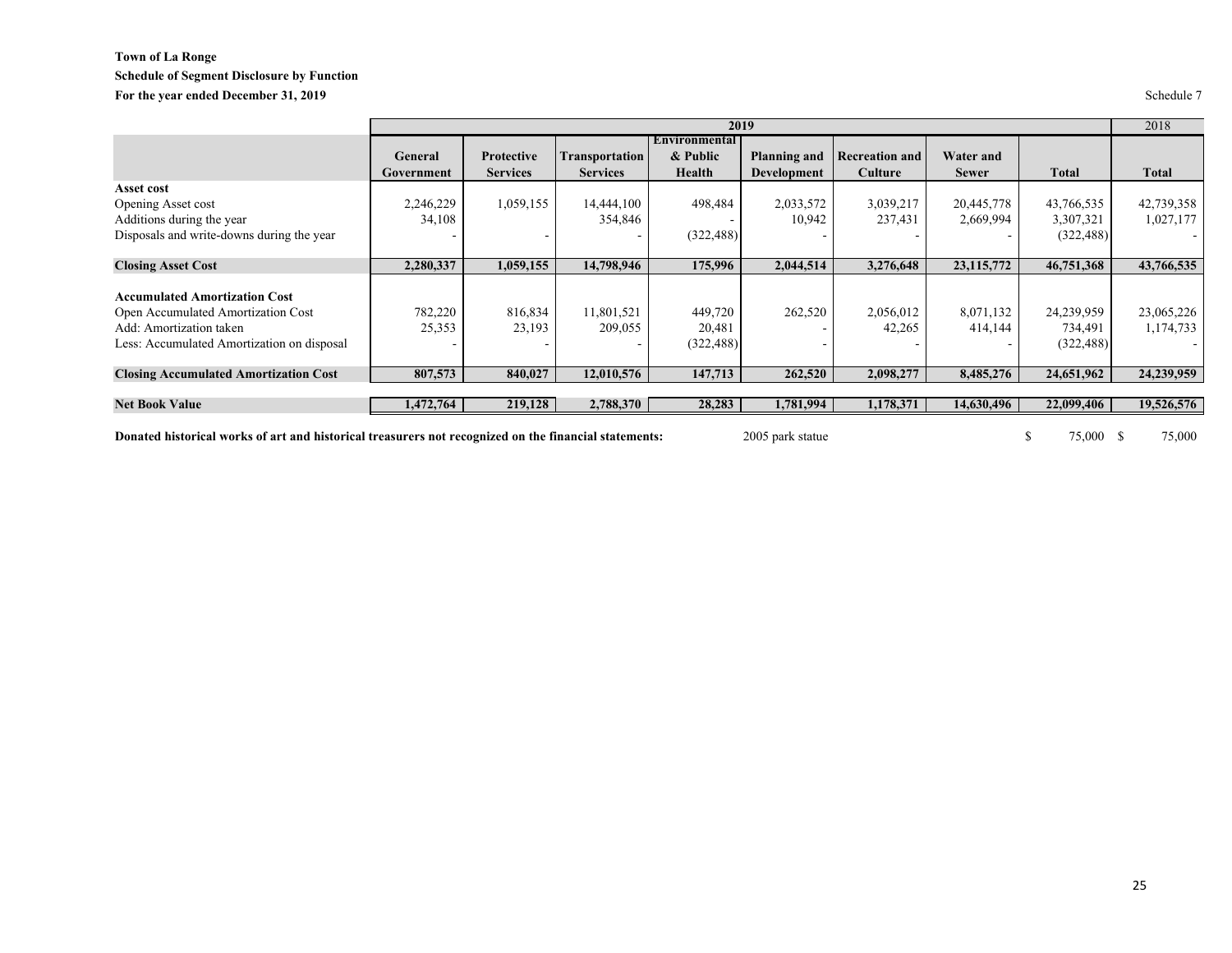**Town of La Ronge**

**Schedule of Segment Disclosure by Function**

**For the year ended December 31, 2019**

Schedule 7

| | 2019 | | | | | | | | 2018 |
|---|---|---|---|---|---|---|---|---|---|
| | **General Government** | **Protective Services** | **Transportation Services** | **Environmental & Public Health** | **Planning and Development** | **Recreation and Culture** | **Water and Sewer** | **Total** | **Total** |
| **Asset cost** | | | | | | | | | |
| Opening Asset cost | 2,246,229 | 1,059,155 | 14,444,100 | 498,484 | 2,033,572 | 3,039,217 | 20,445,778 | 43,766,535 | 42,739,358 |
| Additions during the year | 34,108 | | 354,846 | - | 10,942 | 237,431 | 2,669,994 | 3,307,321 | 1,027,177 |
| Disposals and write-downs during the year | - | - | - | (322,488) | - | - | - | (322,488) | - |
| **Closing Asset Cost** | **2,280,337** | **1,059,155** | **14,798,946** | **175,996** | **2,044,514** | **3,276,648** | **23,115,772** | **46,751,368** | **43,766,535** |
| **Accumulated Amortization Cost** | | | | | | | | | |
| Open Accumulated Amortization Cost | 782,220 | 816,834 | 11,801,521 | 449,720 | 262,520 | 2,056,012 | 8,071,132 | 24,239,959 | 23,065,226 |
| Add: Amortization taken | 25,353 | 23,193 | 209,055 | 20,481 | - | 42,265 | 414,144 | 734,491 | 1,174,733 |
| Less: Accumulated Amortization on disposal | - | - | - | (322,488) | - | - | - | (322,488) | - |
| **Closing Accumulated Amortization Cost** | **807,573** | **840,027** | **12,010,576** | **147,713** | **262,520** | **2,098,277** | **8,485,276** | **24,651,962** | **24,239,959** |
| **Net Book Value** | **1,472,764** | **219,128** | **2,788,370** | **28,283** | **1,781,994** | **1,178,371** | **14,630,496** | **22,099,406** | **19,526,576** |

**Donated historical works of art and historical treasurers not recognized on the financial statements:** 2005 park statue $ 75,000 $ 75,000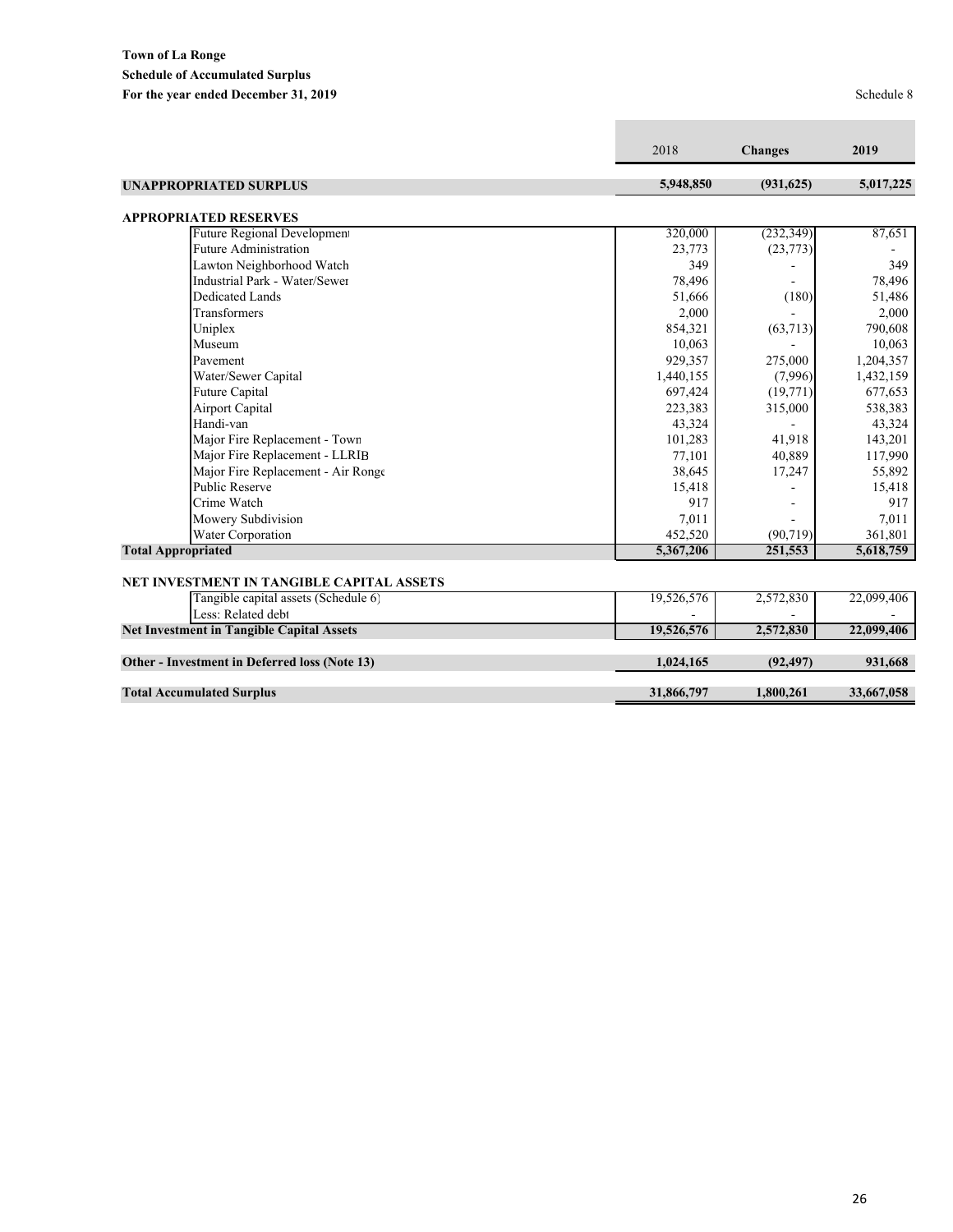**Town of La Ronge**
**Schedule of Accumulated Surplus**
**For the year ended December 31, 2019**

Schedule 8

| | 2018 | Changes | 2019 |
|---|---|---|---|
| **UNAPPROPRIATED SURPLUS** | **5,948,850** | **(931,625)** | **5,017,225** |
| **APPROPRIATED RESERVES** | | | |
| Future Regional Development | 320,000 | (232,349) | 87,651 |
| Future Administration | 23,773 | (23,773) | - |
| Lawton Neighborhood Watch | 349 | - | 349 |
| Industrial Park - Water/Sewer | 78,496 | - | 78,496 |
| Dedicated Lands | 51,666 | (180) | 51,486 |
| Transformers | 2,000 | - | 2,000 |
| Uniplex | 854,321 | (63,713) | 790,608 |
| Museum | 10,063 | - | 10,063 |
| Pavement | 929,357 | 275,000 | 1,204,357 |
| Water/Sewer Capital | 1,440,155 | (7,996) | 1,432,159 |
| Future Capital | 697,424 | (19,771) | 677,653 |
| Airport Capital | 223,383 | 315,000 | 538,383 |
| Handi-van | 43,324 | - | 43,324 |
| Major Fire Replacement - Town | 101,283 | 41,918 | 143,201 |
| Major Fire Replacement - LLRIB | 77,101 | 40,889 | 117,990 |
| Major Fire Replacement - Air Ronge | 38,645 | 17,247 | 55,892 |
| Public Reserve | 15,418 | - | 15,418 |
| Crime Watch | 917 | - | 917 |
| Mowery Subdivision | 7,011 | - | 7,011 |
| Water Corporation | 452,520 | (90,719) | 361,801 |
| **Total Appropriated** | **5,367,206** | **251,553** | **5,618,759** |
| **NET INVESTMENT IN TANGIBLE CAPITAL ASSETS** | | | |
| Tangible capital assets (Schedule 6) | 19,526,576 | 2,572,830 | 22,099,406 |
| Less: Related debt | - | - | - |
| **Net Investment in Tangible Capital Assets** | **19,526,576** | **2,572,830** | **22,099,406** |
| **Other - Investment in Deferred loss (Note 13)** | **1,024,165** | **(92,497)** | **931,668** |
| **Total Accumulated Surplus** | **31,866,797** | **1,800,261** | **33,667,058** |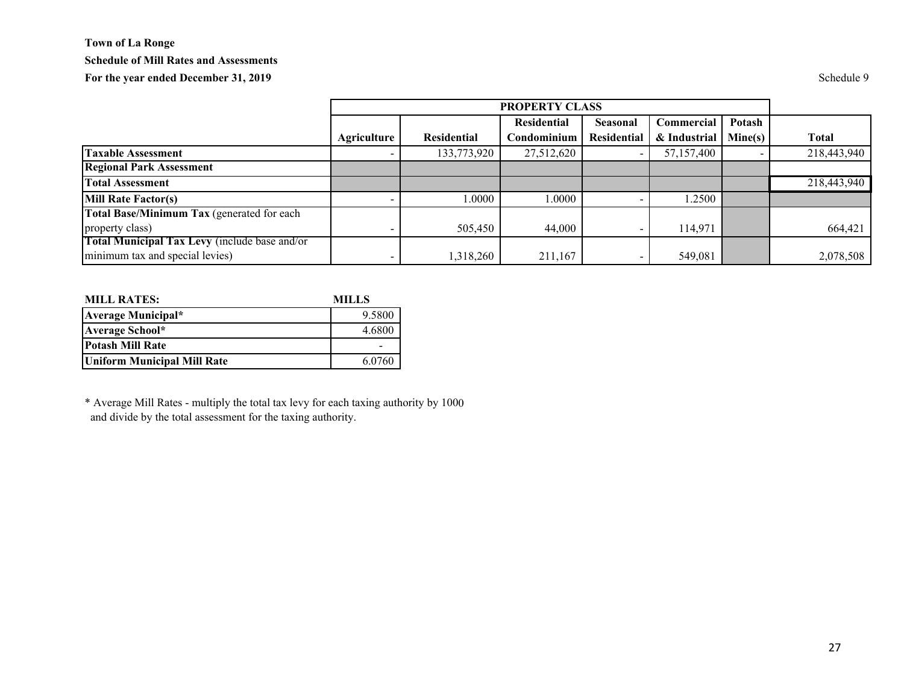**Town of La Ronge**

**Schedule of Mill Rates and Assessments**

**For the year ended December 31, 2019**

Schedule 9

| | PROPERTY CLASS | | | | | | |
|---|---|---|---|---|---|---|---|
| | Agriculture | Residential | Residential Condominium | Seasonal Residential | Commercial & Industrial | Potash Mine(s) | Total |
| **Taxable Assessment** | - | 133,773,920 | 27,512,620 | - | 57,157,400 | - | 218,443,940 |
| **Regional Park Assessment** | | | | | | | |
| **Total Assessment** | | | | | | | 218,443,940 |
| **Mill Rate Factor(s)** | - | 1.0000 | 1.0000 | - | 1.2500 | | |
| **Total Base/Minimum Tax** (generated for each property class) | - | 505,450 | 44,000 | - | 114,971 | | 664,421 |
| **Total Municipal Tax Levy** (include base and/or minimum tax and special levies) | - | 1,318,260 | 211,167 | - | 549,081 | | 2,078,508 |

| MILL RATES: | MILLS |
|---|---|
| **Average Municipal*** | 9.5800 |
| **Average School*** | 4.6800 |
| **Potash Mill Rate** | - |
| **Uniform Municipal Mill Rate** | 6.0760 |

* Average Mill Rates - multiply the total tax levy for each taxing authority by 1000 and divide by the total assessment for the taxing authority.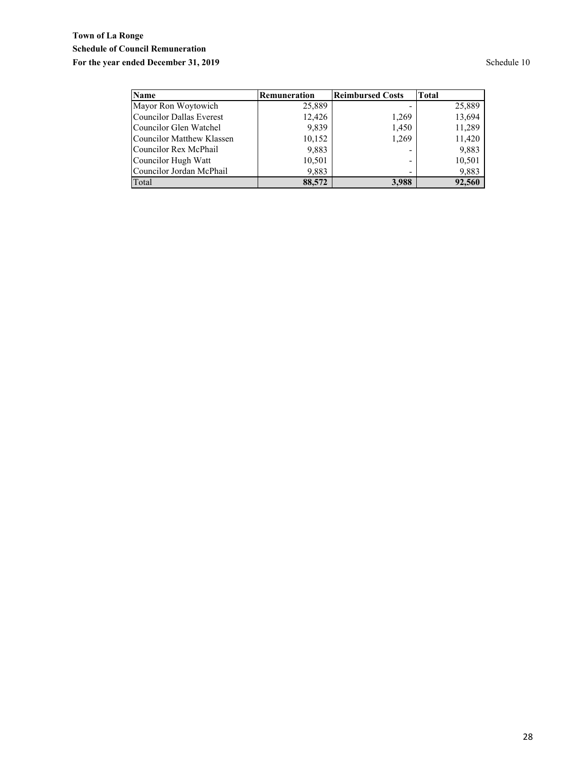**Town of La Ronge**

**Schedule of Council Remuneration**

**For the year ended December 31, 2019**

Schedule 10

| Name | Remuneration | Reimbursed Costs | Total |
|---|---|---|---|
| Mayor Ron Woytowich | 25,889 | - | 25,889 |
| Councilor Dallas Everest | 12,426 | 1,269 | 13,694 |
| Councilor Glen Watchel | 9,839 | 1,450 | 11,289 |
| Councilor Matthew Klassen | 10,152 | 1,269 | 11,420 |
| Councilor Rex McPhail | 9,883 | - | 9,883 |
| Councilor Hugh Watt | 10,501 | - | 10,501 |
| Councilor Jordan McPhail | 9,883 | - | 9,883 |
| Total | **88,572** | **3,988** | **92,560** |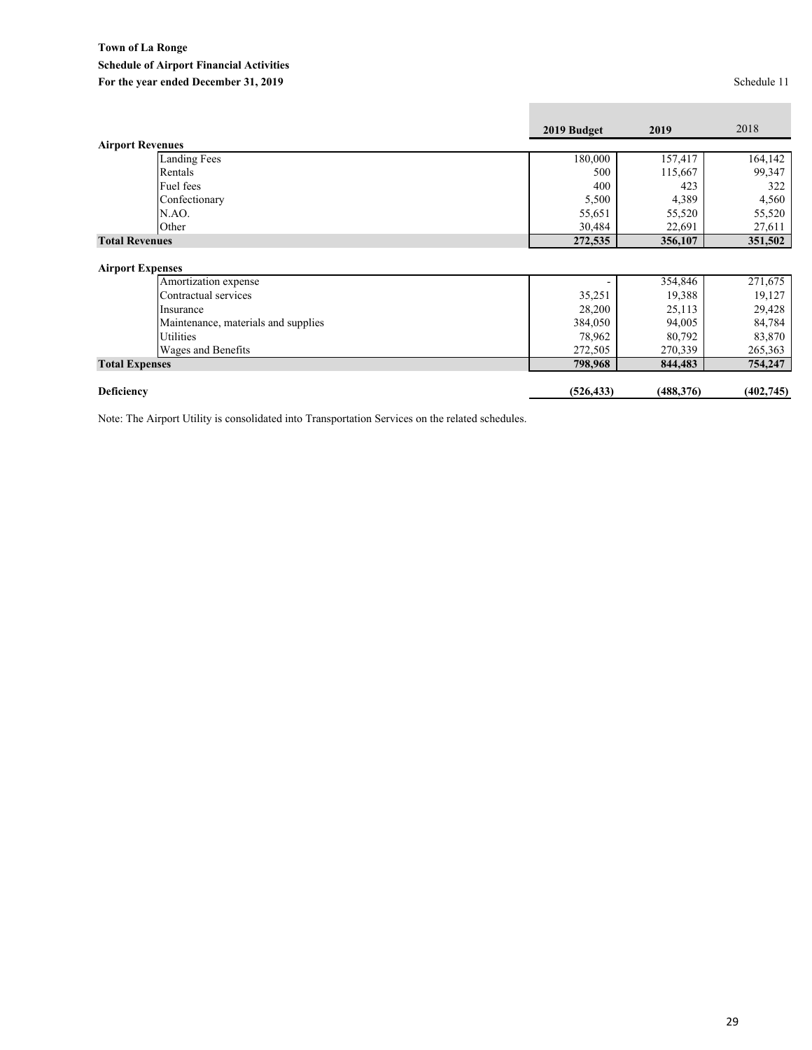**Town of La Ronge**
**Schedule of Airport Financial Activities**
**For the year ended December 31, 2019**

Schedule 11

| | 2019 Budget | 2019 | 2018 |
|---|---|---|---|
| **Airport Revenues** | | | |
| Landing Fees | 180,000 | 157,417 | 164,142 |
| Rentals | 500 | 115,667 | 99,347 |
| Fuel fees | 400 | 423 | 322 |
| Confectionary | 5,500 | 4,389 | 4,560 |
| N.AO. | 55,651 | 55,520 | 55,520 |
| Other | 30,484 | 22,691 | 27,611 |
| **Total Revenues** | **272,535** | **356,107** | **351,502** |
| **Airport Expenses** | | | |
| Amortization expense | - | 354,846 | 271,675 |
| Contractual services | 35,251 | 19,388 | 19,127 |
| Insurance | 28,200 | 25,113 | 29,428 |
| Maintenance, materials and supplies | 384,050 | 94,005 | 84,784 |
| Utilities | 78,962 | 80,792 | 83,870 |
| Wages and Benefits | 272,505 | 270,339 | 265,363 |
| **Total Expenses** | **798,968** | **844,483** | **754,247** |
| **Deficiency** | **(526,433)** | **(488,376)** | **(402,745)** |

Note: The Airport Utility is consolidated into Transportation Services on the related schedules.